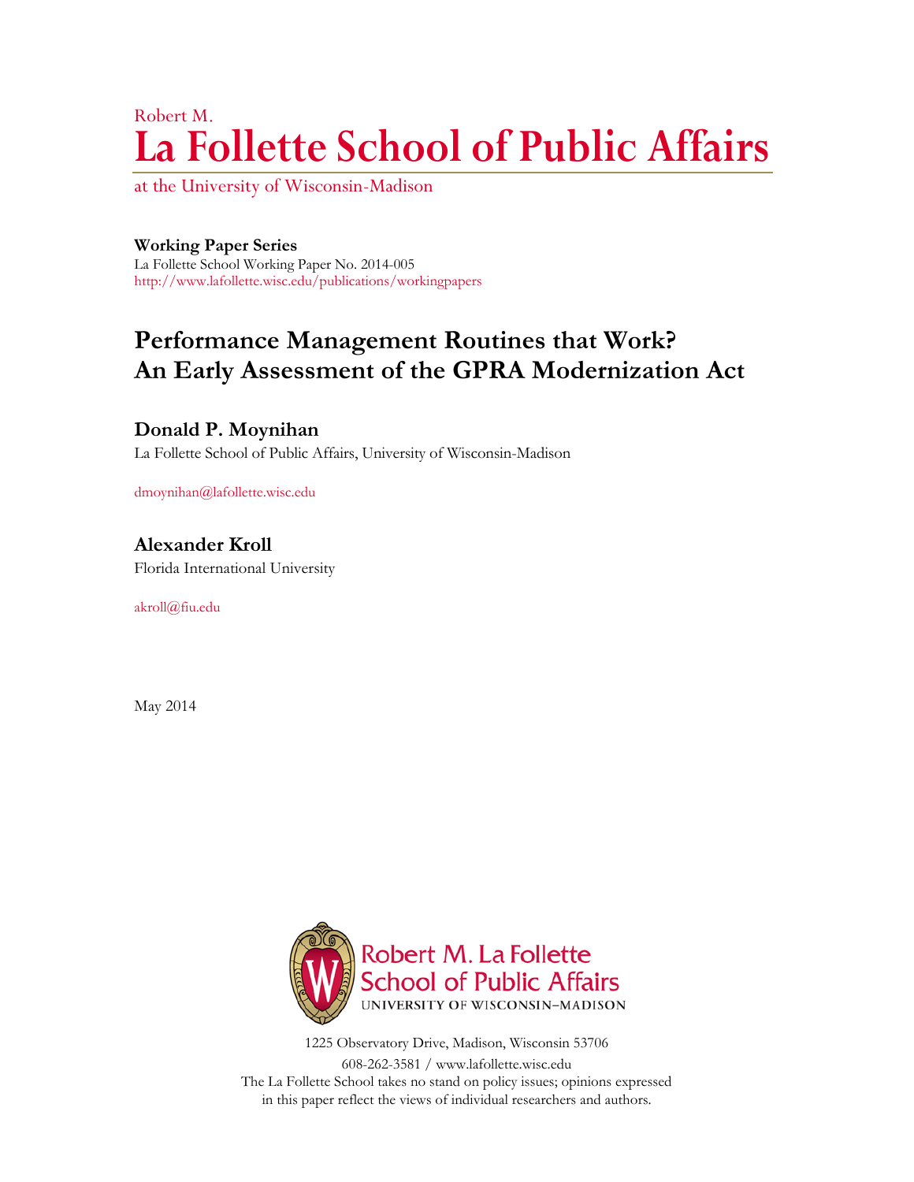Robert M.

# La Follette School of Public Affairs

at the University of Wisconsin-Madison

**Working Paper Series**

La Follette School Working Paper No. 2014-005

http://www.lafollette.wisc.edu/publications/workingpapers

## Performance Management Routines that Work? An Early Assessment of the GPRA Modernization Act

**Donald P. Moynihan**

La Follette School of Public Affairs, University of Wisconsin-Madison

dmoynihan@lafollette.wisc.edu

**Alexander Kroll**

Florida International University

akroll@fiu.edu

May 2014

Robert M. La Follette School of Public Affairs
UNIVERSITY OF WISCONSIN–MADISON

1225 Observatory Drive, Madison, Wisconsin 53706

608-262-3581 / www.lafollette.wisc.edu

The La Follette School takes no stand on policy issues; opinions expressed in this paper reflect the views of individual researchers and authors.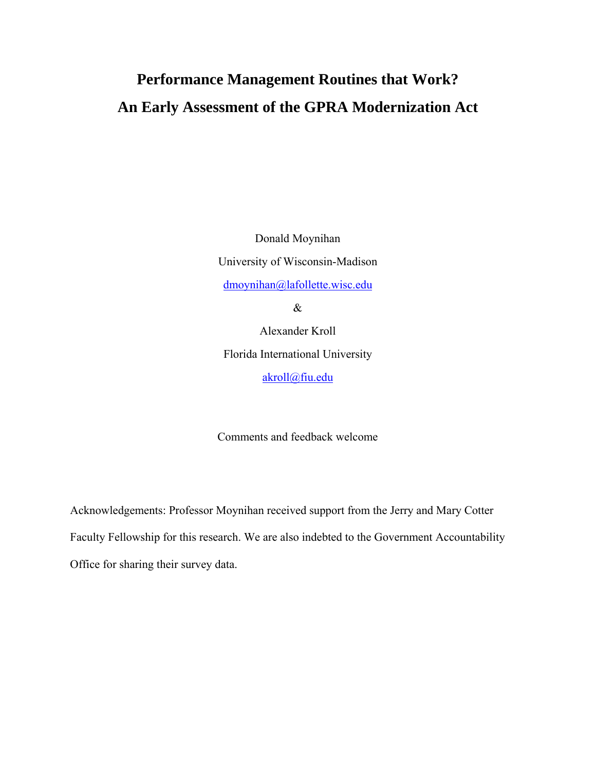# Performance Management Routines that Work?
# An Early Assessment of the GPRA Modernization Act

Donald Moynihan

University of Wisconsin-Madison

dmoynihan@lafollette.wisc.edu

&

Alexander Kroll

Florida International University

akroll@fiu.edu

Comments and feedback welcome

Acknowledgements: Professor Moynihan received support from the Jerry and Mary Cotter Faculty Fellowship for this research. We are also indebted to the Government Accountability Office for sharing their survey data.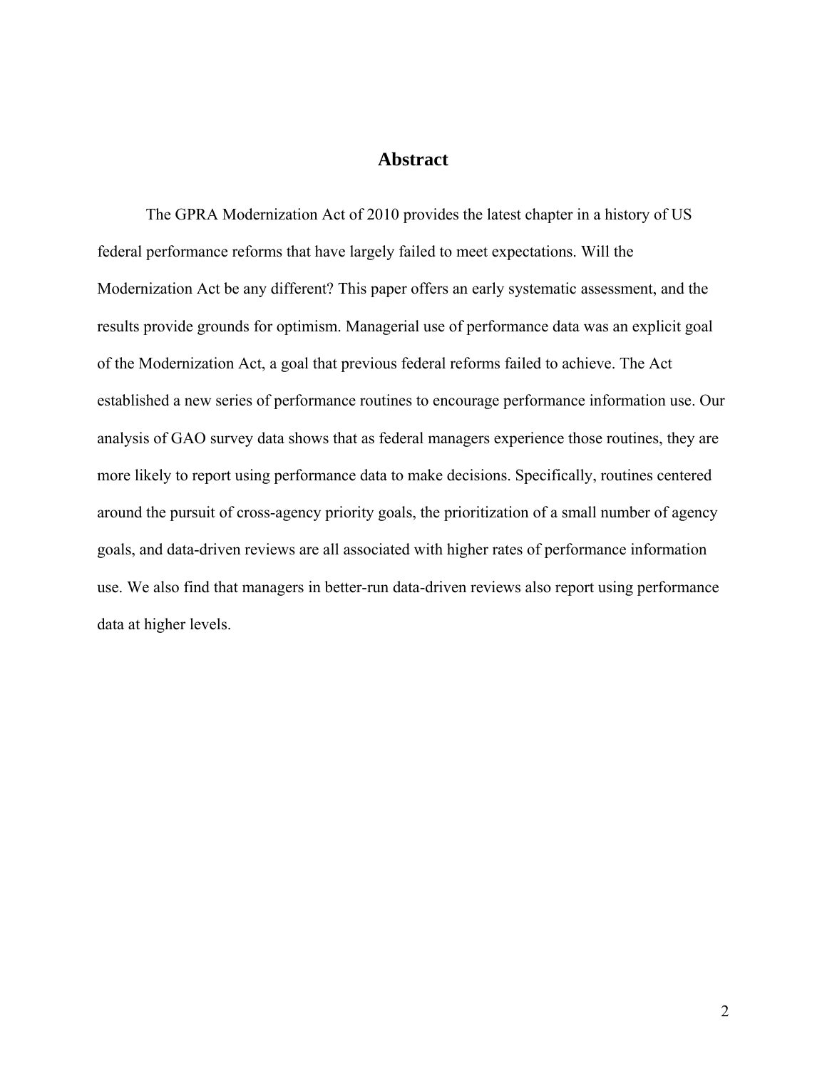# Abstract

The GPRA Modernization Act of 2010 provides the latest chapter in a history of US federal performance reforms that have largely failed to meet expectations. Will the Modernization Act be any different? This paper offers an early systematic assessment, and the results provide grounds for optimism. Managerial use of performance data was an explicit goal of the Modernization Act, a goal that previous federal reforms failed to achieve. The Act established a new series of performance routines to encourage performance information use. Our analysis of GAO survey data shows that as federal managers experience those routines, they are more likely to report using performance data to make decisions. Specifically, routines centered around the pursuit of cross-agency priority goals, the prioritization of a small number of agency goals, and data-driven reviews are all associated with higher rates of performance information use. We also find that managers in better-run data-driven reviews also report using performance data at higher levels.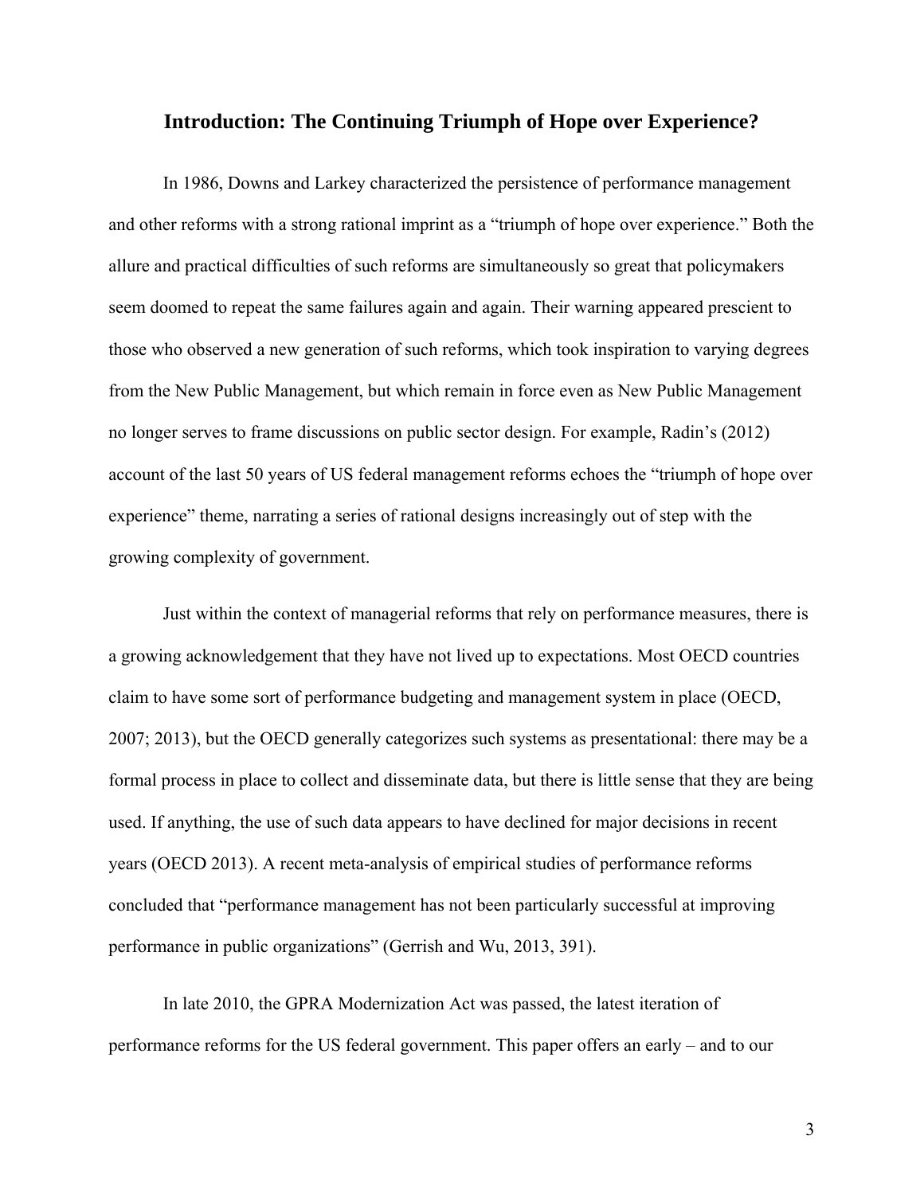## Introduction: The Continuing Triumph of Hope over Experience?

In 1986, Downs and Larkey characterized the persistence of performance management and other reforms with a strong rational imprint as a "triumph of hope over experience." Both the allure and practical difficulties of such reforms are simultaneously so great that policymakers seem doomed to repeat the same failures again and again. Their warning appeared prescient to those who observed a new generation of such reforms, which took inspiration to varying degrees from the New Public Management, but which remain in force even as New Public Management no longer serves to frame discussions on public sector design. For example, Radin's (2012) account of the last 50 years of US federal management reforms echoes the "triumph of hope over experience" theme, narrating a series of rational designs increasingly out of step with the growing complexity of government.

Just within the context of managerial reforms that rely on performance measures, there is a growing acknowledgement that they have not lived up to expectations. Most OECD countries claim to have some sort of performance budgeting and management system in place (OECD, 2007; 2013), but the OECD generally categorizes such systems as presentational: there may be a formal process in place to collect and disseminate data, but there is little sense that they are being used. If anything, the use of such data appears to have declined for major decisions in recent years (OECD 2013). A recent meta-analysis of empirical studies of performance reforms concluded that "performance management has not been particularly successful at improving performance in public organizations" (Gerrish and Wu, 2013, 391).

In late 2010, the GPRA Modernization Act was passed, the latest iteration of performance reforms for the US federal government. This paper offers an early – and to our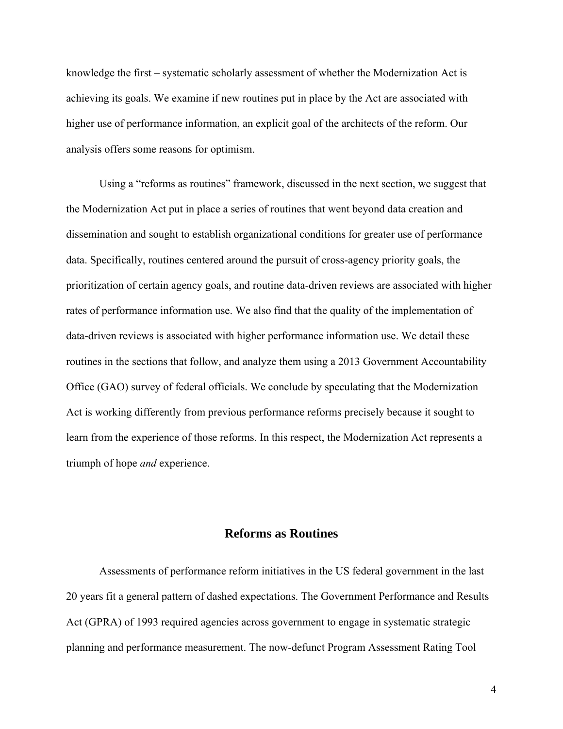knowledge the first – systematic scholarly assessment of whether the Modernization Act is achieving its goals. We examine if new routines put in place by the Act are associated with higher use of performance information, an explicit goal of the architects of the reform. Our analysis offers some reasons for optimism.

Using a "reforms as routines" framework, discussed in the next section, we suggest that the Modernization Act put in place a series of routines that went beyond data creation and dissemination and sought to establish organizational conditions for greater use of performance data. Specifically, routines centered around the pursuit of cross-agency priority goals, the prioritization of certain agency goals, and routine data-driven reviews are associated with higher rates of performance information use. We also find that the quality of the implementation of data-driven reviews is associated with higher performance information use. We detail these routines in the sections that follow, and analyze them using a 2013 Government Accountability Office (GAO) survey of federal officials. We conclude by speculating that the Modernization Act is working differently from previous performance reforms precisely because it sought to learn from the experience of those reforms. In this respect, the Modernization Act represents a triumph of hope *and* experience.

## Reforms as Routines

Assessments of performance reform initiatives in the US federal government in the last 20 years fit a general pattern of dashed expectations. The Government Performance and Results Act (GPRA) of 1993 required agencies across government to engage in systematic strategic planning and performance measurement. The now-defunct Program Assessment Rating Tool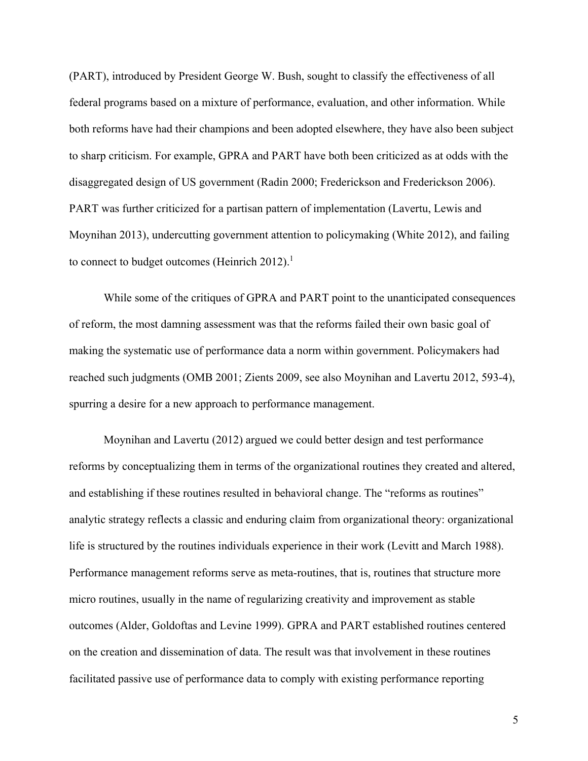(PART), introduced by President George W. Bush, sought to classify the effectiveness of all federal programs based on a mixture of performance, evaluation, and other information. While both reforms have had their champions and been adopted elsewhere, they have also been subject to sharp criticism. For example, GPRA and PART have both been criticized as at odds with the disaggregated design of US government (Radin 2000; Frederickson and Frederickson 2006). PART was further criticized for a partisan pattern of implementation (Lavertu, Lewis and Moynihan 2013), undercutting government attention to policymaking (White 2012), and failing to connect to budget outcomes (Heinrich 2012).[1]

While some of the critiques of GPRA and PART point to the unanticipated consequences of reform, the most damning assessment was that the reforms failed their own basic goal of making the systematic use of performance data a norm within government. Policymakers had reached such judgments (OMB 2001; Zients 2009, see also Moynihan and Lavertu 2012, 593-4), spurring a desire for a new approach to performance management.

Moynihan and Lavertu (2012) argued we could better design and test performance reforms by conceptualizing them in terms of the organizational routines they created and altered, and establishing if these routines resulted in behavioral change. The "reforms as routines" analytic strategy reflects a classic and enduring claim from organizational theory: organizational life is structured by the routines individuals experience in their work (Levitt and March 1988). Performance management reforms serve as meta-routines, that is, routines that structure more micro routines, usually in the name of regularizing creativity and improvement as stable outcomes (Alder, Goldoftas and Levine 1999). GPRA and PART established routines centered on the creation and dissemination of data. The result was that involvement in these routines facilitated passive use of performance data to comply with existing performance reporting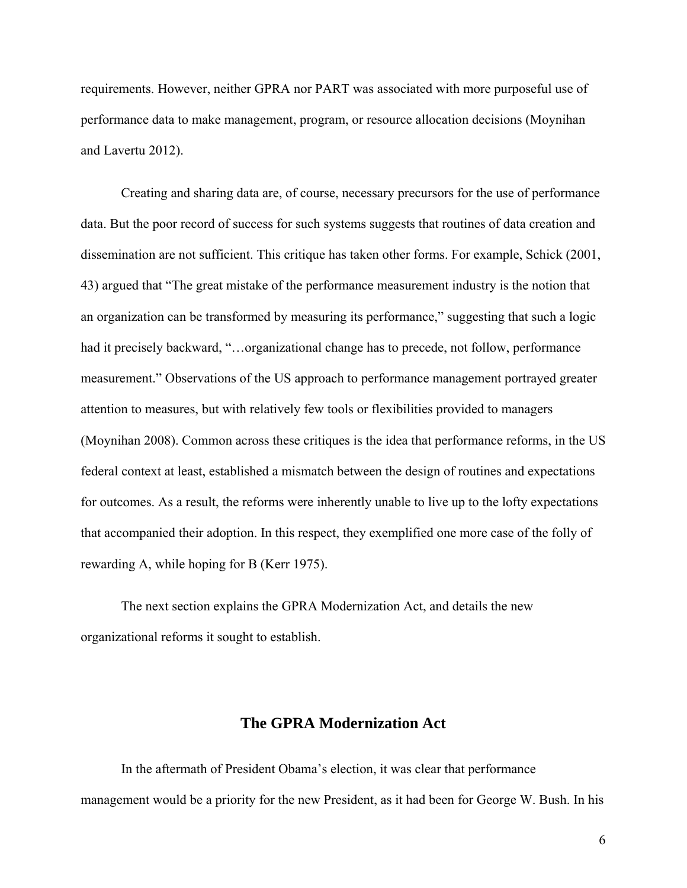requirements. However, neither GPRA nor PART was associated with more purposeful use of performance data to make management, program, or resource allocation decisions (Moynihan and Lavertu 2012).

Creating and sharing data are, of course, necessary precursors for the use of performance data. But the poor record of success for such systems suggests that routines of data creation and dissemination are not sufficient. This critique has taken other forms. For example, Schick (2001, 43) argued that "The great mistake of the performance measurement industry is the notion that an organization can be transformed by measuring its performance," suggesting that such a logic had it precisely backward, "…organizational change has to precede, not follow, performance measurement." Observations of the US approach to performance management portrayed greater attention to measures, but with relatively few tools or flexibilities provided to managers (Moynihan 2008). Common across these critiques is the idea that performance reforms, in the US federal context at least, established a mismatch between the design of routines and expectations for outcomes. As a result, the reforms were inherently unable to live up to the lofty expectations that accompanied their adoption. In this respect, they exemplified one more case of the folly of rewarding A, while hoping for B (Kerr 1975).

The next section explains the GPRA Modernization Act, and details the new organizational reforms it sought to establish.

## The GPRA Modernization Act

In the aftermath of President Obama's election, it was clear that performance management would be a priority for the new President, as it had been for George W. Bush. In his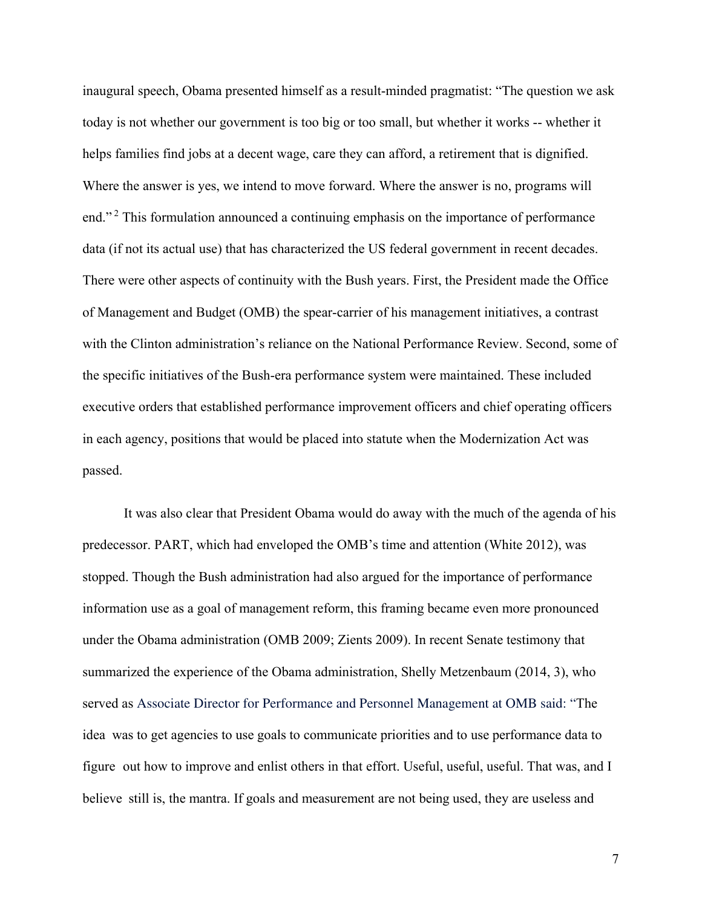inaugural speech, Obama presented himself as a result-minded pragmatist: "The question we ask today is not whether our government is too big or too small, but whether it works -- whether it helps families find jobs at a decent wage, care they can afford, a retirement that is dignified. Where the answer is yes, we intend to move forward. Where the answer is no, programs will end."[2] This formulation announced a continuing emphasis on the importance of performance data (if not its actual use) that has characterized the US federal government in recent decades. There were other aspects of continuity with the Bush years. First, the President made the Office of Management and Budget (OMB) the spear-carrier of his management initiatives, a contrast with the Clinton administration's reliance on the National Performance Review. Second, some of the specific initiatives of the Bush-era performance system were maintained. These included executive orders that established performance improvement officers and chief operating officers in each agency, positions that would be placed into statute when the Modernization Act was passed.

It was also clear that President Obama would do away with the much of the agenda of his predecessor. PART, which had enveloped the OMB's time and attention (White 2012), was stopped. Though the Bush administration had also argued for the importance of performance information use as a goal of management reform, this framing became even more pronounced under the Obama administration (OMB 2009; Zients 2009). In recent Senate testimony that summarized the experience of the Obama administration, Shelly Metzenbaum (2014, 3), who served as Associate Director for Performance and Personnel Management at OMB said: "The idea was to get agencies to use goals to communicate priorities and to use performance data to figure out how to improve and enlist others in that effort. Useful, useful, useful. That was, and I believe still is, the mantra. If goals and measurement are not being used, they are useless and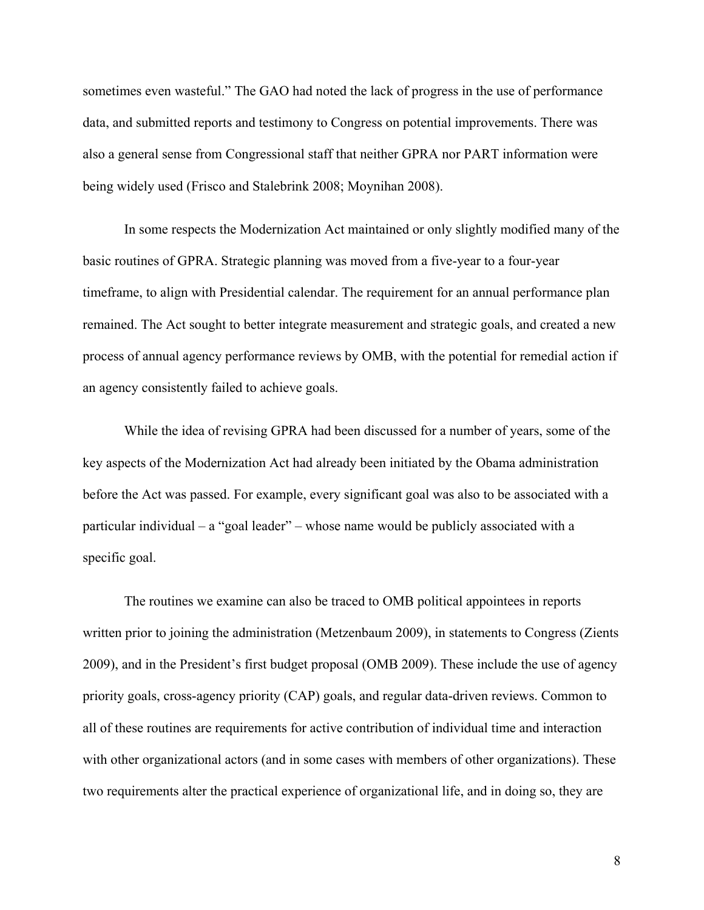sometimes even wasteful." The GAO had noted the lack of progress in the use of performance data, and submitted reports and testimony to Congress on potential improvements. There was also a general sense from Congressional staff that neither GPRA nor PART information were being widely used (Frisco and Stalebrink 2008; Moynihan 2008).

In some respects the Modernization Act maintained or only slightly modified many of the basic routines of GPRA. Strategic planning was moved from a five-year to a four-year timeframe, to align with Presidential calendar. The requirement for an annual performance plan remained. The Act sought to better integrate measurement and strategic goals, and created a new process of annual agency performance reviews by OMB, with the potential for remedial action if an agency consistently failed to achieve goals.

While the idea of revising GPRA had been discussed for a number of years, some of the key aspects of the Modernization Act had already been initiated by the Obama administration before the Act was passed. For example, every significant goal was also to be associated with a particular individual – a "goal leader" – whose name would be publicly associated with a specific goal.

The routines we examine can also be traced to OMB political appointees in reports written prior to joining the administration (Metzenbaum 2009), in statements to Congress (Zients 2009), and in the President's first budget proposal (OMB 2009). These include the use of agency priority goals, cross-agency priority (CAP) goals, and regular data-driven reviews. Common to all of these routines are requirements for active contribution of individual time and interaction with other organizational actors (and in some cases with members of other organizations). These two requirements alter the practical experience of organizational life, and in doing so, they are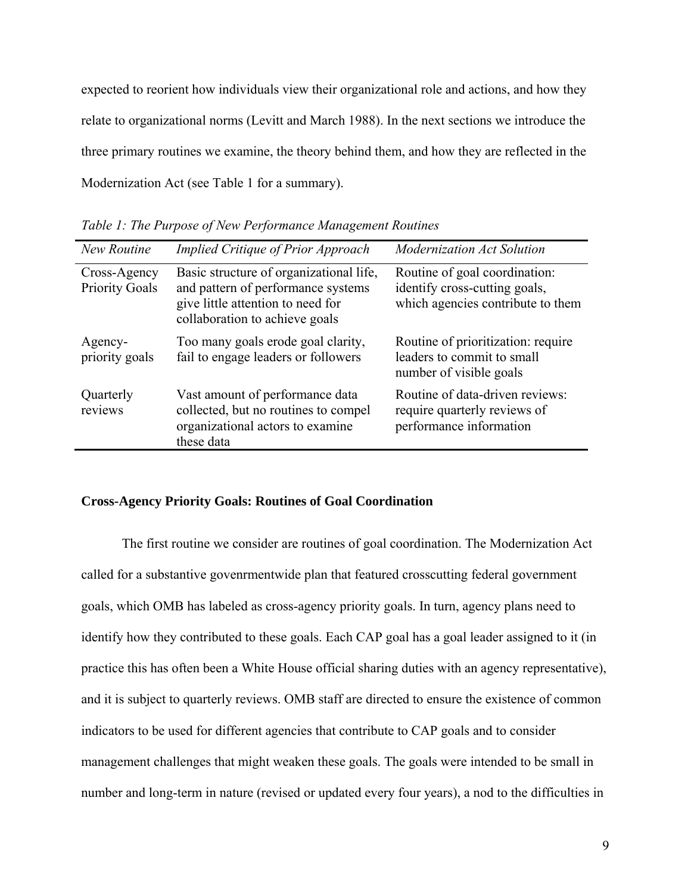expected to reorient how individuals view their organizational role and actions, and how they relate to organizational norms (Levitt and March 1988). In the next sections we introduce the three primary routines we examine, the theory behind them, and how they are reflected in the Modernization Act (see Table 1 for a summary).

*Table 1: The Purpose of New Performance Management Routines*

| *New Routine* | *Implied Critique of Prior Approach* | *Modernization Act Solution* |
|---|---|---|
| Cross-Agency Priority Goals | Basic structure of organizational life, and pattern of performance systems give little attention to need for collaboration to achieve goals | Routine of goal coordination: identify cross-cutting goals, which agencies contribute to them |
| Agency-priority goals | Too many goals erode goal clarity, fail to engage leaders or followers | Routine of prioritization: require leaders to commit to small number of visible goals |
| Quarterly reviews | Vast amount of performance data collected, but no routines to compel organizational actors to examine these data | Routine of data-driven reviews: require quarterly reviews of performance information |

**Cross-Agency Priority Goals: Routines of Goal Coordination**

The first routine we consider are routines of goal coordination. The Modernization Act called for a substantive govenrmentwide plan that featured crosscutting federal government goals, which OMB has labeled as cross-agency priority goals. In turn, agency plans need to identify how they contributed to these goals. Each CAP goal has a goal leader assigned to it (in practice this has often been a White House official sharing duties with an agency representative), and it is subject to quarterly reviews. OMB staff are directed to ensure the existence of common indicators to be used for different agencies that contribute to CAP goals and to consider management challenges that might weaken these goals. The goals were intended to be small in number and long-term in nature (revised or updated every four years), a nod to the difficulties in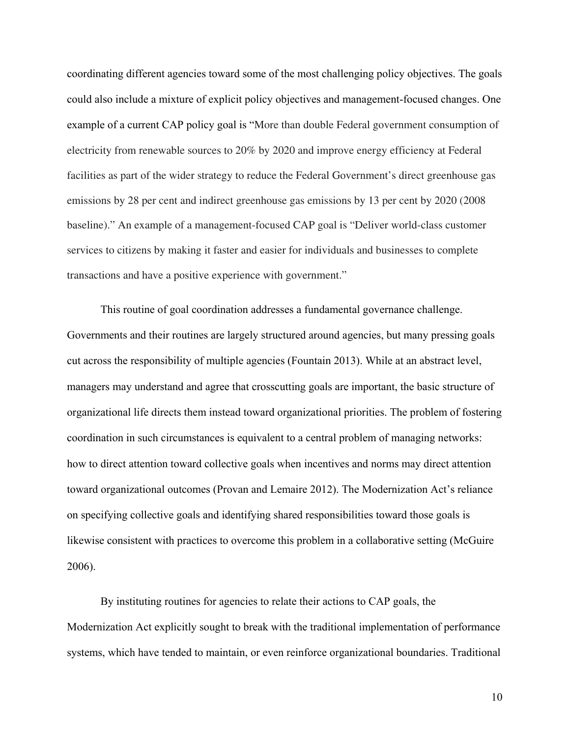coordinating different agencies toward some of the most challenging policy objectives. The goals could also include a mixture of explicit policy objectives and management-focused changes. One example of a current CAP policy goal is "More than double Federal government consumption of electricity from renewable sources to 20% by 2020 and improve energy efficiency at Federal facilities as part of the wider strategy to reduce the Federal Government's direct greenhouse gas emissions by 28 per cent and indirect greenhouse gas emissions by 13 per cent by 2020 (2008 baseline)." An example of a management-focused CAP goal is "Deliver world-class customer services to citizens by making it faster and easier for individuals and businesses to complete transactions and have a positive experience with government."

This routine of goal coordination addresses a fundamental governance challenge. Governments and their routines are largely structured around agencies, but many pressing goals cut across the responsibility of multiple agencies (Fountain 2013). While at an abstract level, managers may understand and agree that crosscutting goals are important, the basic structure of organizational life directs them instead toward organizational priorities. The problem of fostering coordination in such circumstances is equivalent to a central problem of managing networks: how to direct attention toward collective goals when incentives and norms may direct attention toward organizational outcomes (Provan and Lemaire 2012). The Modernization Act's reliance on specifying collective goals and identifying shared responsibilities toward those goals is likewise consistent with practices to overcome this problem in a collaborative setting (McGuire 2006).

By instituting routines for agencies to relate their actions to CAP goals, the Modernization Act explicitly sought to break with the traditional implementation of performance systems, which have tended to maintain, or even reinforce organizational boundaries. Traditional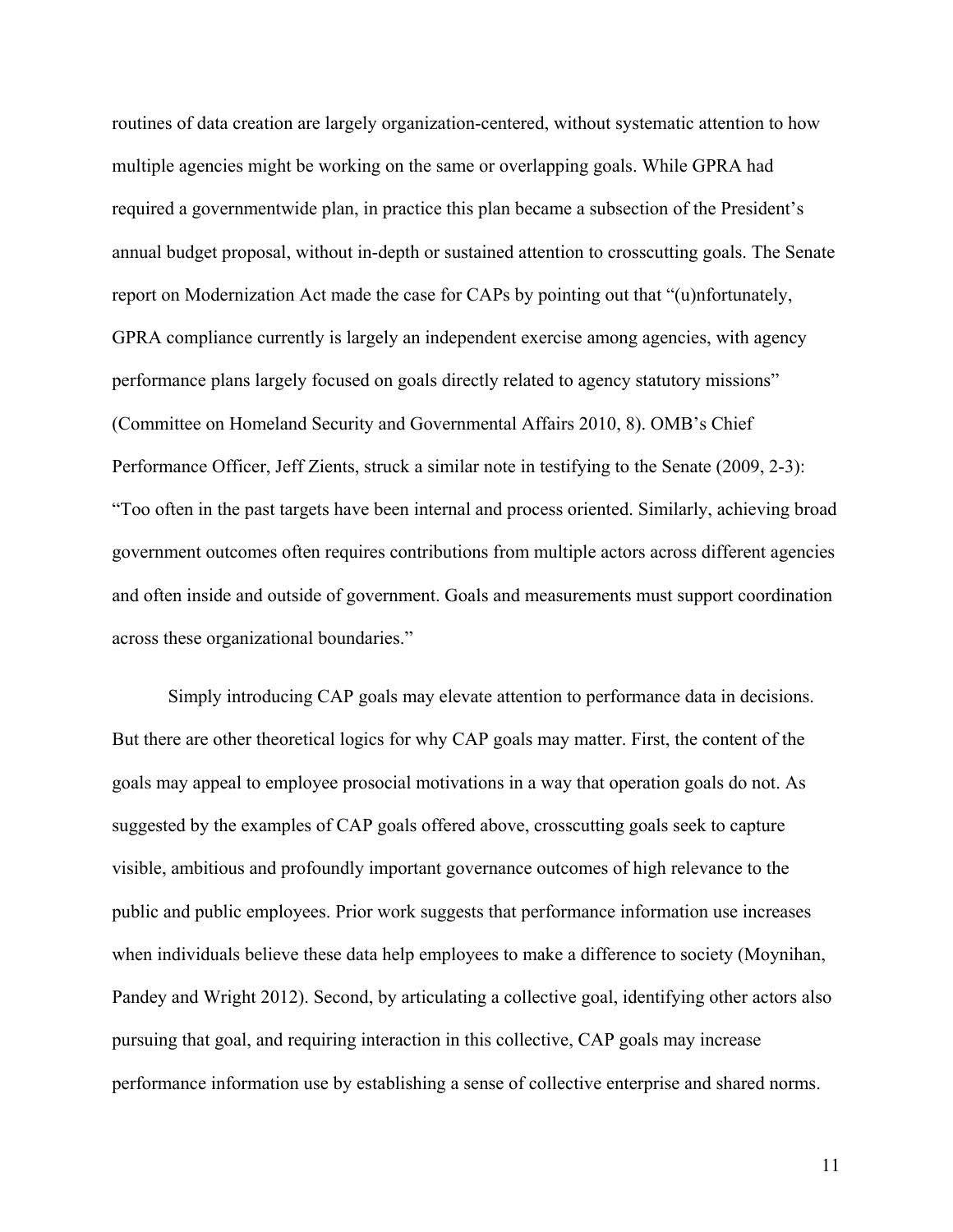routines of data creation are largely organization-centered, without systematic attention to how multiple agencies might be working on the same or overlapping goals. While GPRA had required a governmentwide plan, in practice this plan became a subsection of the President's annual budget proposal, without in-depth or sustained attention to crosscutting goals. The Senate report on Modernization Act made the case for CAPs by pointing out that "(u)nfortunately, GPRA compliance currently is largely an independent exercise among agencies, with agency performance plans largely focused on goals directly related to agency statutory missions" (Committee on Homeland Security and Governmental Affairs 2010, 8). OMB's Chief Performance Officer, Jeff Zients, struck a similar note in testifying to the Senate (2009, 2-3): "Too often in the past targets have been internal and process oriented. Similarly, achieving broad government outcomes often requires contributions from multiple actors across different agencies and often inside and outside of government. Goals and measurements must support coordination across these organizational boundaries."

Simply introducing CAP goals may elevate attention to performance data in decisions. But there are other theoretical logics for why CAP goals may matter. First, the content of the goals may appeal to employee prosocial motivations in a way that operation goals do not. As suggested by the examples of CAP goals offered above, crosscutting goals seek to capture visible, ambitious and profoundly important governance outcomes of high relevance to the public and public employees. Prior work suggests that performance information use increases when individuals believe these data help employees to make a difference to society (Moynihan, Pandey and Wright 2012). Second, by articulating a collective goal, identifying other actors also pursuing that goal, and requiring interaction in this collective, CAP goals may increase performance information use by establishing a sense of collective enterprise and shared norms.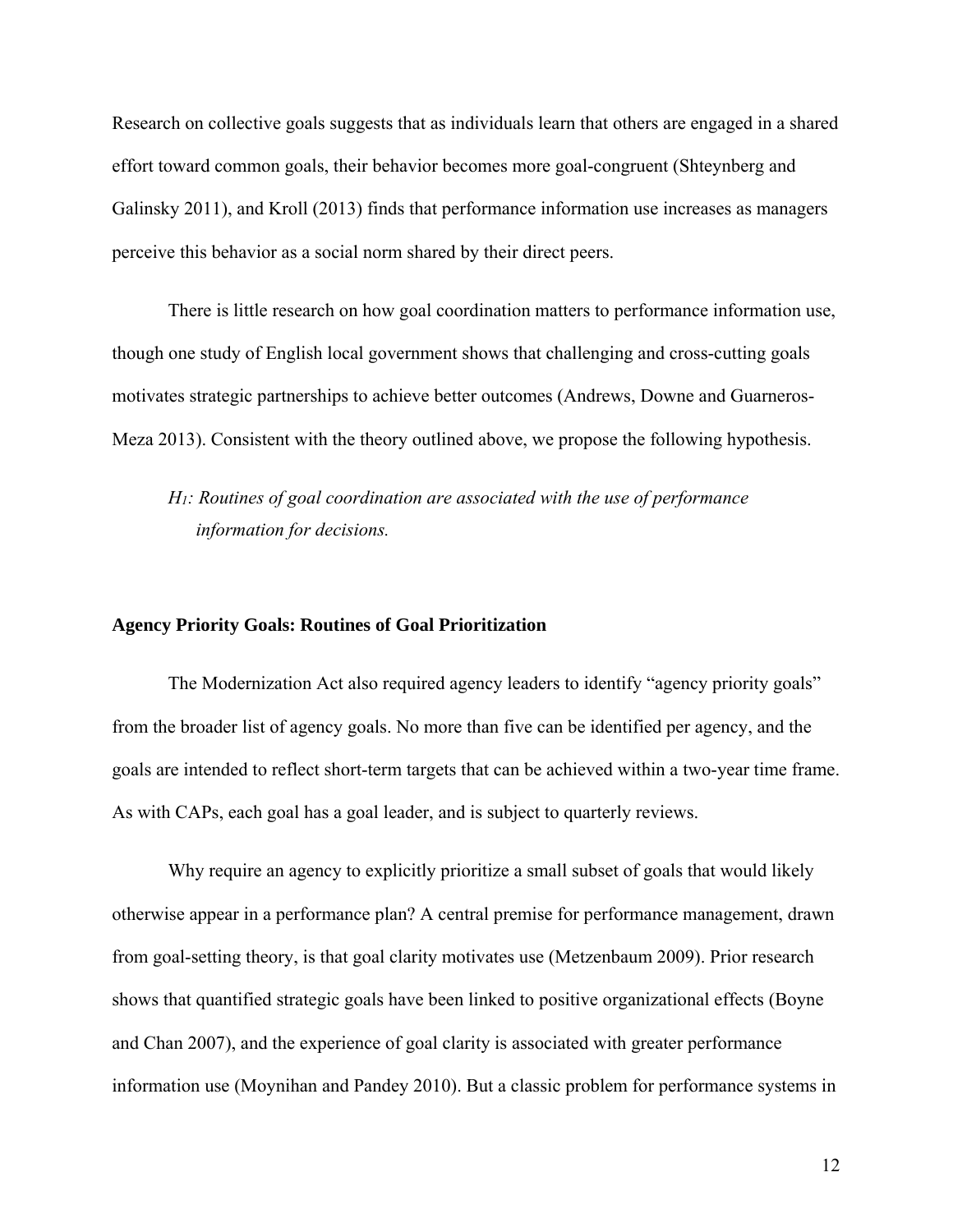Research on collective goals suggests that as individuals learn that others are engaged in a shared effort toward common goals, their behavior becomes more goal-congruent (Shteynberg and Galinsky 2011), and Kroll (2013) finds that performance information use increases as managers perceive this behavior as a social norm shared by their direct peers.

There is little research on how goal coordination matters to performance information use, though one study of English local government shows that challenging and cross-cutting goals motivates strategic partnerships to achieve better outcomes (Andrews, Downe and Guarneros-Meza 2013). Consistent with the theory outlined above, we propose the following hypothesis.

> *$H_1$: Routines of goal coordination are associated with the use of performance information for decisions.*

**Agency Priority Goals: Routines of Goal Prioritization**

The Modernization Act also required agency leaders to identify "agency priority goals" from the broader list of agency goals. No more than five can be identified per agency, and the goals are intended to reflect short-term targets that can be achieved within a two-year time frame. As with CAPs, each goal has a goal leader, and is subject to quarterly reviews.

Why require an agency to explicitly prioritize a small subset of goals that would likely otherwise appear in a performance plan? A central premise for performance management, drawn from goal-setting theory, is that goal clarity motivates use (Metzenbaum 2009). Prior research shows that quantified strategic goals have been linked to positive organizational effects (Boyne and Chan 2007), and the experience of goal clarity is associated with greater performance information use (Moynihan and Pandey 2010). But a classic problem for performance systems in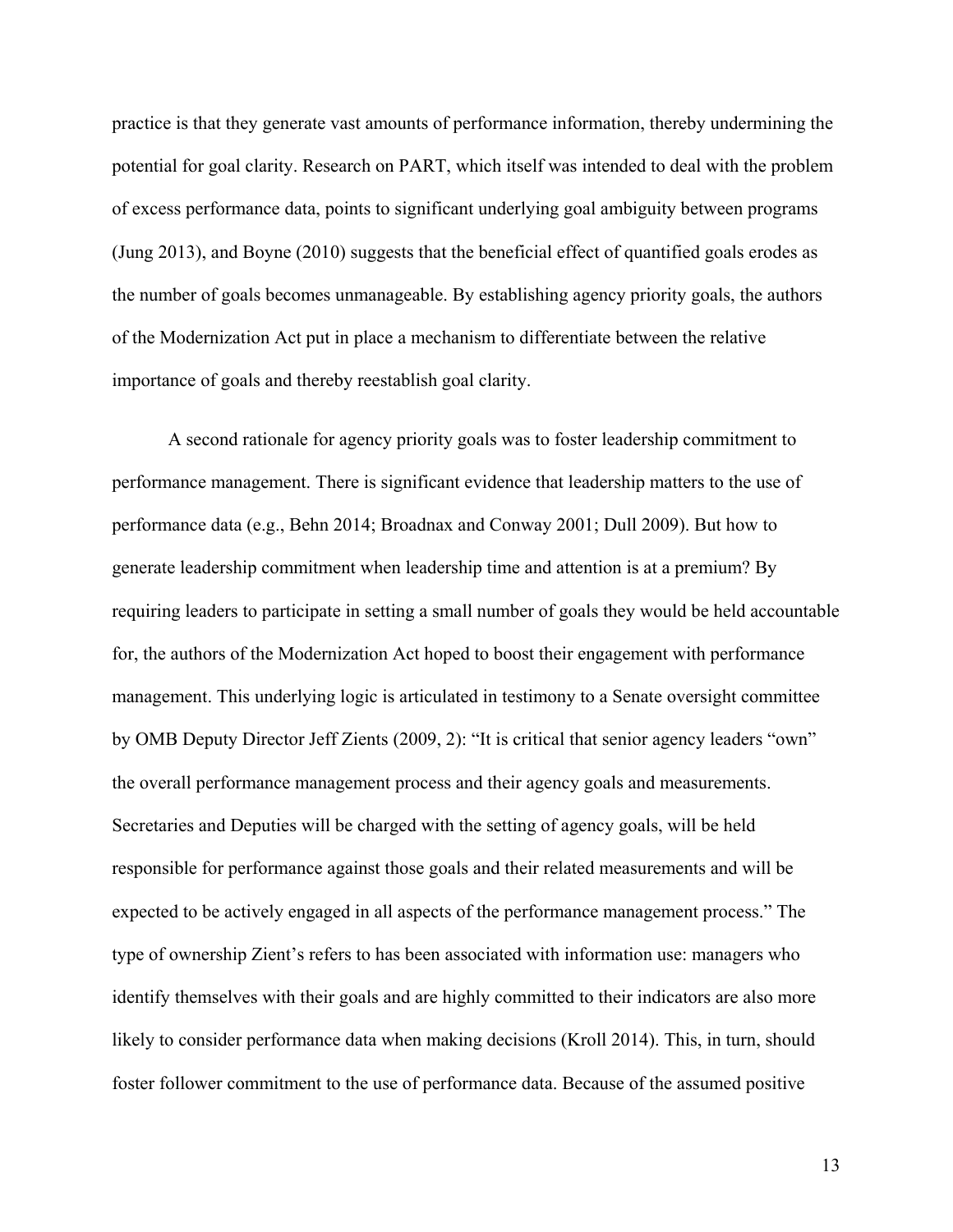practice is that they generate vast amounts of performance information, thereby undermining the potential for goal clarity. Research on PART, which itself was intended to deal with the problem of excess performance data, points to significant underlying goal ambiguity between programs (Jung 2013), and Boyne (2010) suggests that the beneficial effect of quantified goals erodes as the number of goals becomes unmanageable. By establishing agency priority goals, the authors of the Modernization Act put in place a mechanism to differentiate between the relative importance of goals and thereby reestablish goal clarity.

A second rationale for agency priority goals was to foster leadership commitment to performance management. There is significant evidence that leadership matters to the use of performance data (e.g., Behn 2014; Broadnax and Conway 2001; Dull 2009). But how to generate leadership commitment when leadership time and attention is at a premium? By requiring leaders to participate in setting a small number of goals they would be held accountable for, the authors of the Modernization Act hoped to boost their engagement with performance management. This underlying logic is articulated in testimony to a Senate oversight committee by OMB Deputy Director Jeff Zients (2009, 2): "It is critical that senior agency leaders "own" the overall performance management process and their agency goals and measurements. Secretaries and Deputies will be charged with the setting of agency goals, will be held responsible for performance against those goals and their related measurements and will be expected to be actively engaged in all aspects of the performance management process." The type of ownership Zient's refers to has been associated with information use: managers who identify themselves with their goals and are highly committed to their indicators are also more likely to consider performance data when making decisions (Kroll 2014). This, in turn, should foster follower commitment to the use of performance data. Because of the assumed positive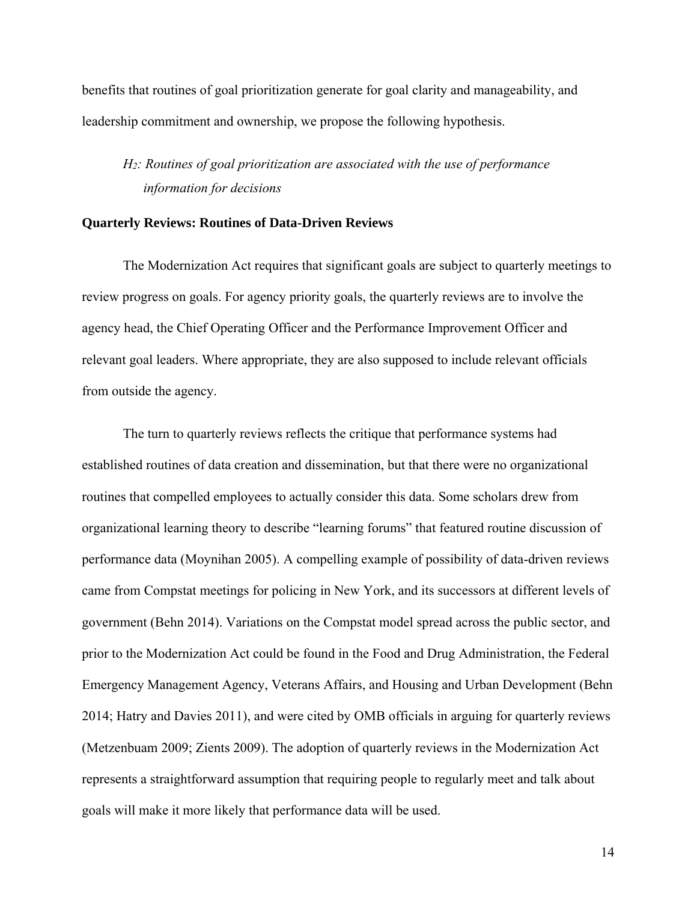benefits that routines of goal prioritization generate for goal clarity and manageability, and leadership commitment and ownership, we propose the following hypothesis.

> *$H_2$: Routines of goal prioritization are associated with the use of performance information for decisions*

**Quarterly Reviews: Routines of Data-Driven Reviews**

The Modernization Act requires that significant goals are subject to quarterly meetings to review progress on goals. For agency priority goals, the quarterly reviews are to involve the agency head, the Chief Operating Officer and the Performance Improvement Officer and relevant goal leaders. Where appropriate, they are also supposed to include relevant officials from outside the agency.

The turn to quarterly reviews reflects the critique that performance systems had established routines of data creation and dissemination, but that there were no organizational routines that compelled employees to actually consider this data. Some scholars drew from organizational learning theory to describe "learning forums" that featured routine discussion of performance data (Moynihan 2005). A compelling example of possibility of data-driven reviews came from Compstat meetings for policing in New York, and its successors at different levels of government (Behn 2014). Variations on the Compstat model spread across the public sector, and prior to the Modernization Act could be found in the Food and Drug Administration, the Federal Emergency Management Agency, Veterans Affairs, and Housing and Urban Development (Behn 2014; Hatry and Davies 2011), and were cited by OMB officials in arguing for quarterly reviews (Metzenbuam 2009; Zients 2009). The adoption of quarterly reviews in the Modernization Act represents a straightforward assumption that requiring people to regularly meet and talk about goals will make it more likely that performance data will be used.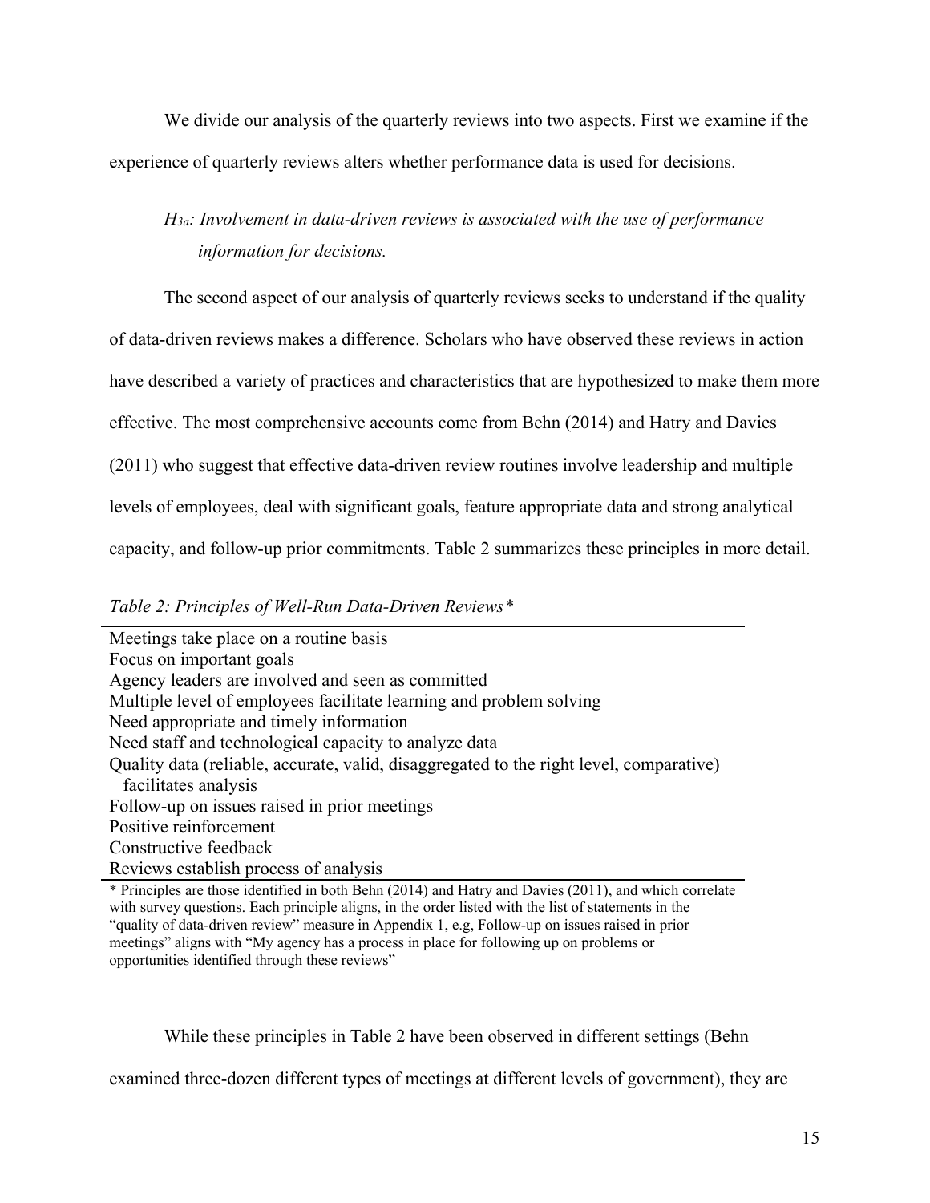We divide our analysis of the quarterly reviews into two aspects. First we examine if the experience of quarterly reviews alters whether performance data is used for decisions.

> *$H_{3a}$: Involvement in data-driven reviews is associated with the use of performance information for decisions.*

The second aspect of our analysis of quarterly reviews seeks to understand if the quality of data-driven reviews makes a difference. Scholars who have observed these reviews in action have described a variety of practices and characteristics that are hypothesized to make them more effective. The most comprehensive accounts come from Behn (2014) and Hatry and Davies (2011) who suggest that effective data-driven review routines involve leadership and multiple levels of employees, deal with significant goals, feature appropriate data and strong analytical capacity, and follow-up prior commitments. Table 2 summarizes these principles in more detail.

*Table 2: Principles of Well-Run Data-Driven Reviews\**

| |
|---|
| Meetings take place on a routine basis |
| Focus on important goals |
| Agency leaders are involved and seen as committed |
| Multiple level of employees facilitate learning and problem solving |
| Need appropriate and timely information |
| Need staff and technological capacity to analyze data |
| Quality data (reliable, accurate, valid, disaggregated to the right level, comparative) facilitates analysis |
| Follow-up on issues raised in prior meetings |
| Positive reinforcement |
| Constructive feedback |
| Reviews establish process of analysis |

\* Principles are those identified in both Behn (2014) and Hatry and Davies (2011), and which correlate with survey questions. Each principle aligns, in the order listed with the list of statements in the "quality of data-driven review" measure in Appendix 1, e.g, Follow-up on issues raised in prior meetings" aligns with "My agency has a process in place for following up on problems or opportunities identified through these reviews"

While these principles in Table 2 have been observed in different settings (Behn examined three-dozen different types of meetings at different levels of government), they are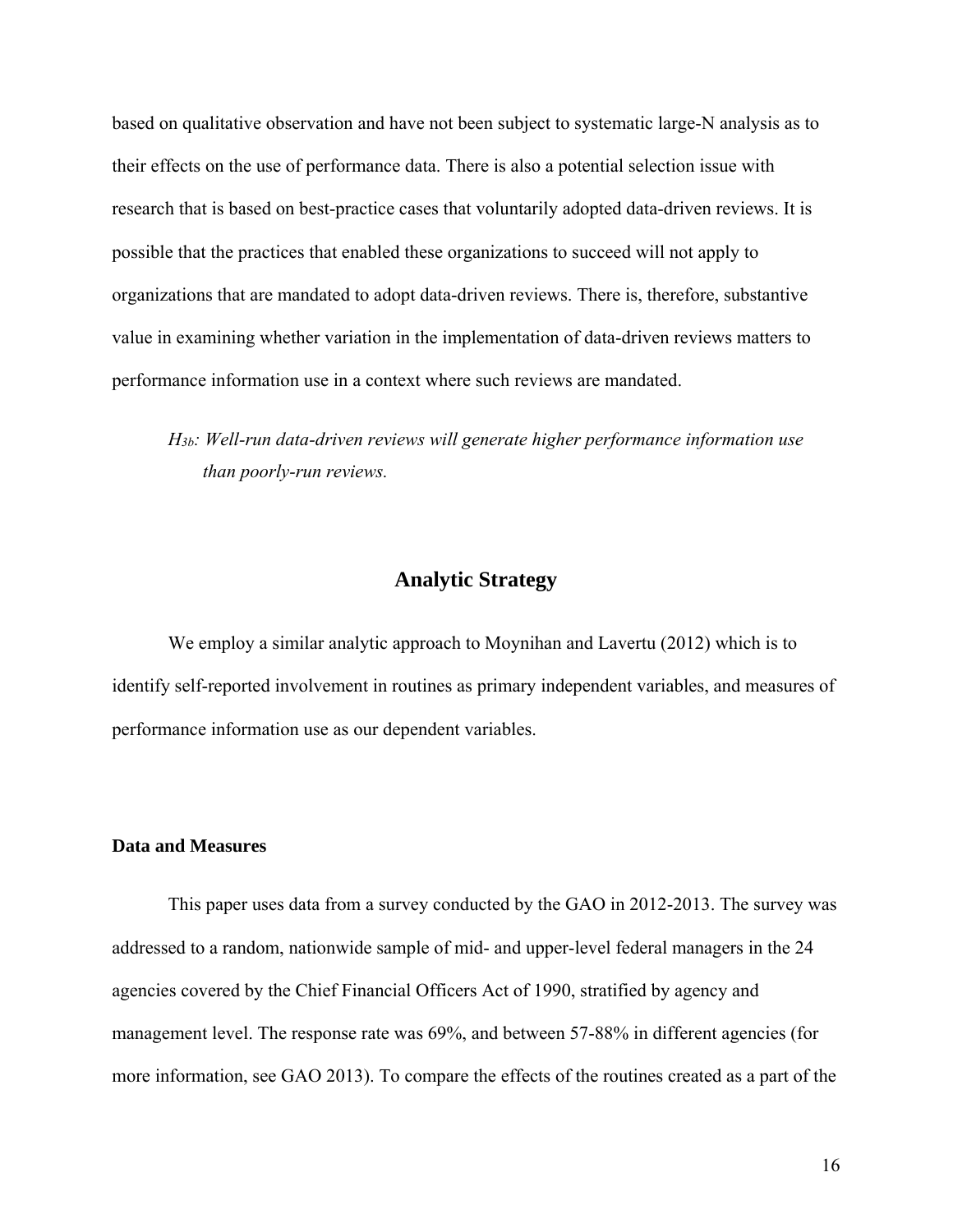based on qualitative observation and have not been subject to systematic large-N analysis as to their effects on the use of performance data. There is also a potential selection issue with research that is based on best-practice cases that voluntarily adopted data-driven reviews. It is possible that the practices that enabled these organizations to succeed will not apply to organizations that are mandated to adopt data-driven reviews. There is, therefore, substantive value in examining whether variation in the implementation of data-driven reviews matters to performance information use in a context where such reviews are mandated.

> *$H_{3b}$: Well-run data-driven reviews will generate higher performance information use than poorly-run reviews.*

## Analytic Strategy

We employ a similar analytic approach to Moynihan and Lavertu (2012) which is to identify self-reported involvement in routines as primary independent variables, and measures of performance information use as our dependent variables.

### Data and Measures

This paper uses data from a survey conducted by the GAO in 2012-2013. The survey was addressed to a random, nationwide sample of mid- and upper-level federal managers in the 24 agencies covered by the Chief Financial Officers Act of 1990, stratified by agency and management level. The response rate was 69%, and between 57-88% in different agencies (for more information, see GAO 2013). To compare the effects of the routines created as a part of the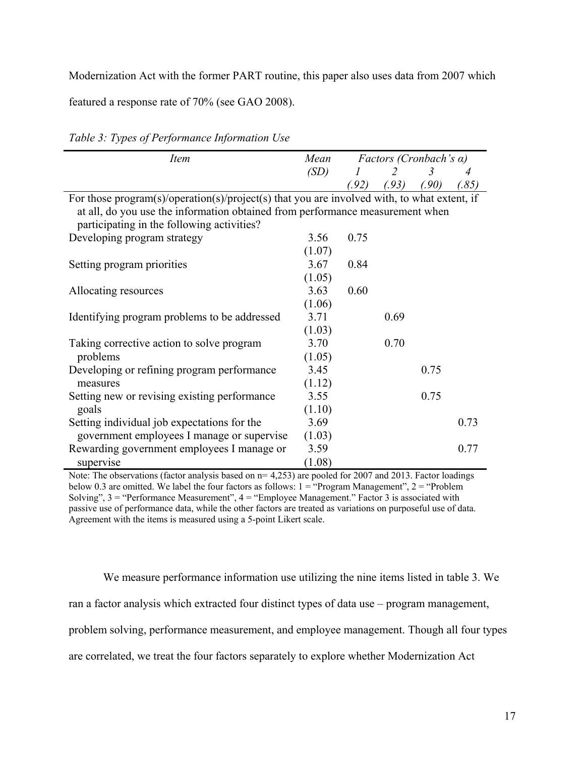Modernization Act with the former PART routine, this paper also uses data from 2007 which featured a response rate of 70% (see GAO 2008).

*Table 3: Types of Performance Information Use*

| *Item* | *Mean* | *Factors (Cronbach's α)* | | | |
|---|---|---|---|---|---|
| | *(SD)* | *1* | *2* | *3* | *4* |
| | | *(.92)* | *(.93)* | *(.90)* | *(.85)* |
| For those program(s)/operation(s)/project(s) that you are involved with, to what extent, if at all, do you use the information obtained from performance measurement when participating in the following activities? | | | | | |
| Developing program strategy | 3.56 (1.07) | 0.75 | | | |
| Setting program priorities | 3.67 (1.05) | 0.84 | | | |
| Allocating resources | 3.63 (1.06) | 0.60 | | | |
| Identifying program problems to be addressed | 3.71 (1.03) | | 0.69 | | |
| Taking corrective action to solve program problems | 3.70 (1.05) | | 0.70 | | |
| Developing or refining program performance measures | 3.45 (1.12) | | | 0.75 | |
| Setting new or revising existing performance goals | 3.55 (1.10) | | | 0.75 | |
| Setting individual job expectations for the government employees I manage or supervise | 3.69 (1.03) | | | | 0.73 |
| Rewarding government employees I manage or supervise | 3.59 (1.08) | | | | 0.77 |

Note: The observations (factor analysis based on n= 4,253) are pooled for 2007 and 2013. Factor loadings below 0.3 are omitted. We label the four factors as follows: 1 = "Program Management", 2 = "Problem Solving", 3 = "Performance Measurement", 4 = "Employee Management." Factor 3 is associated with passive use of performance data, while the other factors are treated as variations on purposeful use of data. Agreement with the items is measured using a 5-point Likert scale.

We measure performance information use utilizing the nine items listed in table 3. We ran a factor analysis which extracted four distinct types of data use – program management, problem solving, performance measurement, and employee management. Though all four types are correlated, we treat the four factors separately to explore whether Modernization Act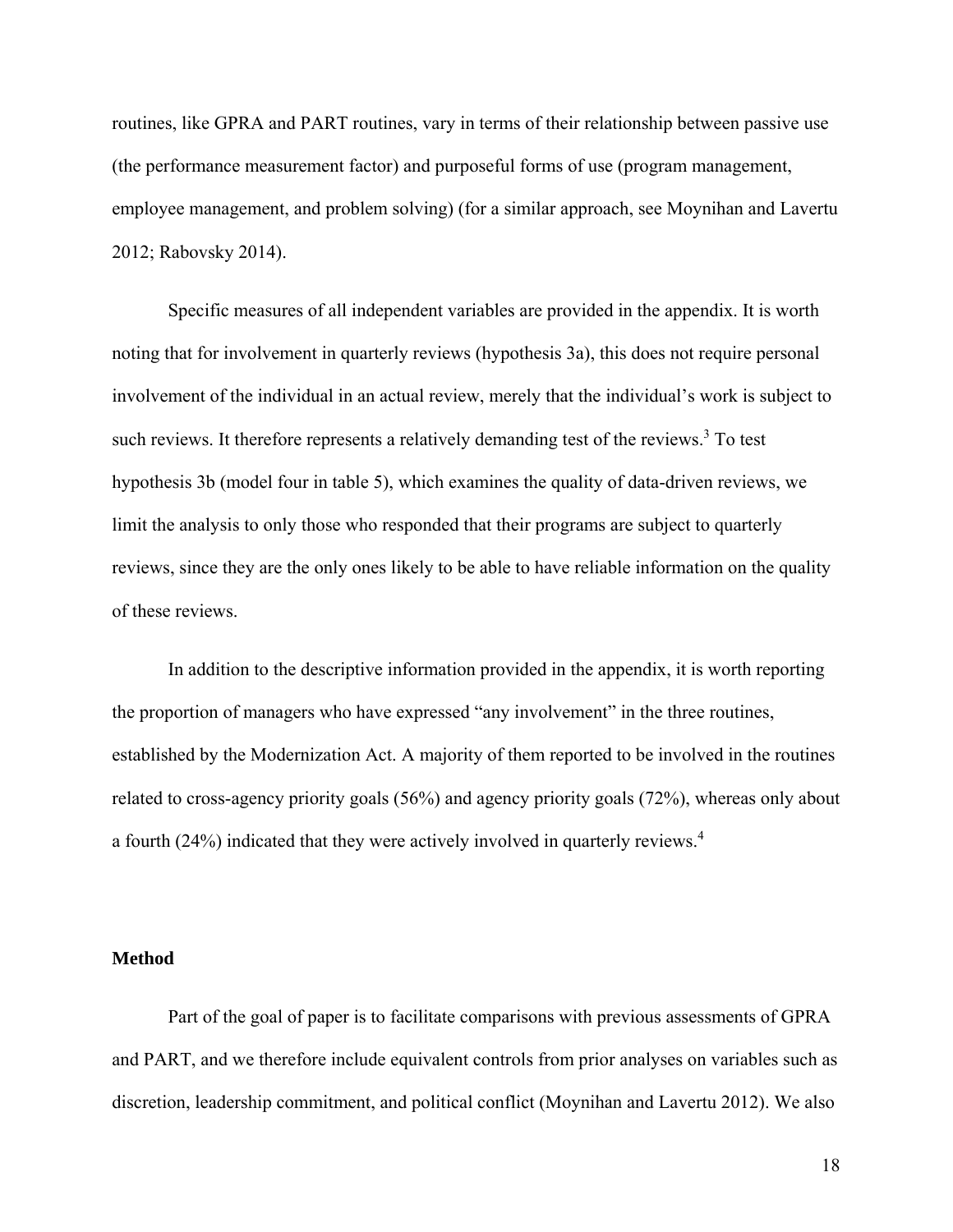routines, like GPRA and PART routines, vary in terms of their relationship between passive use (the performance measurement factor) and purposeful forms of use (program management, employee management, and problem solving) (for a similar approach, see Moynihan and Lavertu 2012; Rabovsky 2014).

Specific measures of all independent variables are provided in the appendix. It is worth noting that for involvement in quarterly reviews (hypothesis 3a), this does not require personal involvement of the individual in an actual review, merely that the individual's work is subject to such reviews. It therefore represents a relatively demanding test of the reviews.[3] To test hypothesis 3b (model four in table 5), which examines the quality of data-driven reviews, we limit the analysis to only those who responded that their programs are subject to quarterly reviews, since they are the only ones likely to be able to have reliable information on the quality of these reviews.

In addition to the descriptive information provided in the appendix, it is worth reporting the proportion of managers who have expressed "any involvement" in the three routines, established by the Modernization Act. A majority of them reported to be involved in the routines related to cross-agency priority goals (56%) and agency priority goals (72%), whereas only about a fourth (24%) indicated that they were actively involved in quarterly reviews.[4]

## Method

Part of the goal of paper is to facilitate comparisons with previous assessments of GPRA and PART, and we therefore include equivalent controls from prior analyses on variables such as discretion, leadership commitment, and political conflict (Moynihan and Lavertu 2012). We also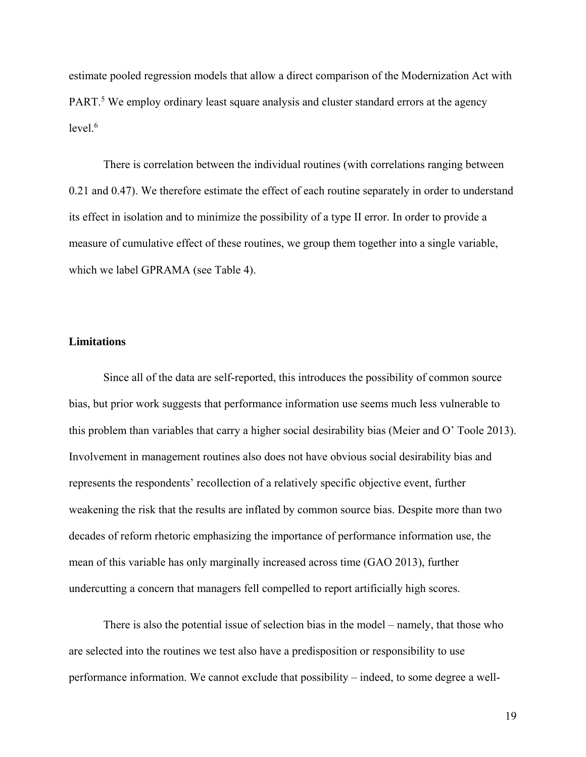estimate pooled regression models that allow a direct comparison of the Modernization Act with PART.[5] We employ ordinary least square analysis and cluster standard errors at the agency level.[6]

There is correlation between the individual routines (with correlations ranging between 0.21 and 0.47). We therefore estimate the effect of each routine separately in order to understand its effect in isolation and to minimize the possibility of a type II error. In order to provide a measure of cumulative effect of these routines, we group them together into a single variable, which we label GPRAMA (see Table 4).

## Limitations

Since all of the data are self-reported, this introduces the possibility of common source bias, but prior work suggests that performance information use seems much less vulnerable to this problem than variables that carry a higher social desirability bias (Meier and O' Toole 2013). Involvement in management routines also does not have obvious social desirability bias and represents the respondents' recollection of a relatively specific objective event, further weakening the risk that the results are inflated by common source bias. Despite more than two decades of reform rhetoric emphasizing the importance of performance information use, the mean of this variable has only marginally increased across time (GAO 2013), further undercutting a concern that managers fell compelled to report artificially high scores.

There is also the potential issue of selection bias in the model – namely, that those who are selected into the routines we test also have a predisposition or responsibility to use performance information. We cannot exclude that possibility – indeed, to some degree a well-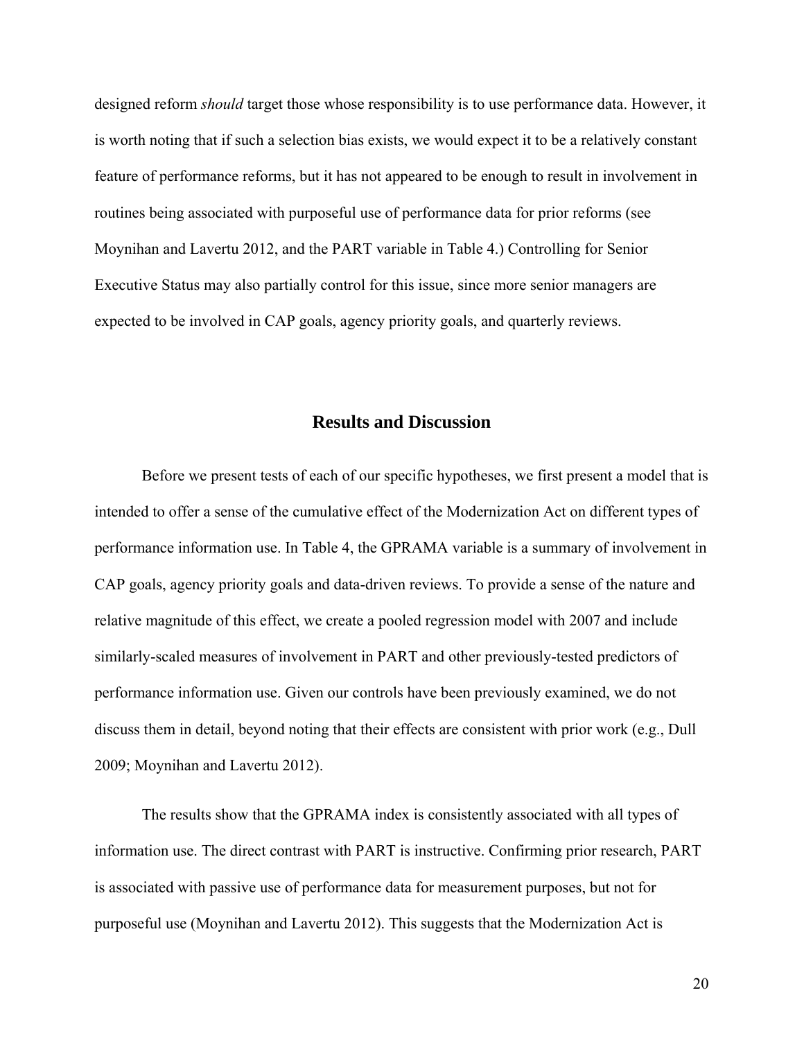designed reform *should* target those whose responsibility is to use performance data. However, it is worth noting that if such a selection bias exists, we would expect it to be a relatively constant feature of performance reforms, but it has not appeared to be enough to result in involvement in routines being associated with purposeful use of performance data for prior reforms (see Moynihan and Lavertu 2012, and the PART variable in Table 4.) Controlling for Senior Executive Status may also partially control for this issue, since more senior managers are expected to be involved in CAP goals, agency priority goals, and quarterly reviews.

## Results and Discussion

Before we present tests of each of our specific hypotheses, we first present a model that is intended to offer a sense of the cumulative effect of the Modernization Act on different types of performance information use. In Table 4, the GPRAMA variable is a summary of involvement in CAP goals, agency priority goals and data-driven reviews. To provide a sense of the nature and relative magnitude of this effect, we create a pooled regression model with 2007 and include similarly-scaled measures of involvement in PART and other previously-tested predictors of performance information use. Given our controls have been previously examined, we do not discuss them in detail, beyond noting that their effects are consistent with prior work (e.g., Dull 2009; Moynihan and Lavertu 2012).

The results show that the GPRAMA index is consistently associated with all types of information use. The direct contrast with PART is instructive. Confirming prior research, PART is associated with passive use of performance data for measurement purposes, but not for purposeful use (Moynihan and Lavertu 2012). This suggests that the Modernization Act is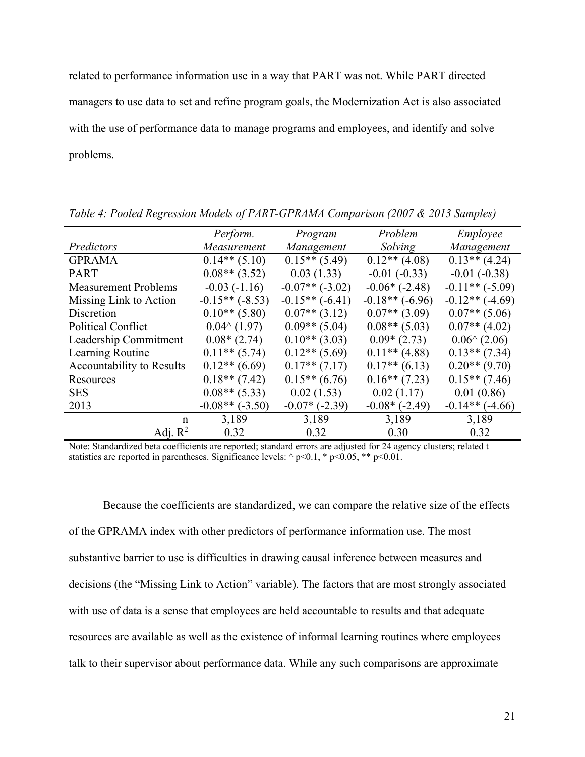related to performance information use in a way that PART was not. While PART directed managers to use data to set and refine program goals, the Modernization Act is also associated with the use of performance data to manage programs and employees, and identify and solve problems.

*Table 4: Pooled Regression Models of PART-GPRAMA Comparison (2007 & 2013 Samples)*

| *Predictors* | *Perform. Measurement* | *Program Management* | *Problem Solving* | *Employee Management* |
|---|---|---|---|---|
| GPRAMA | 0.14** (5.10) | 0.15** (5.49) | 0.12** (4.08) | 0.13** (4.24) |
| PART | 0.08** (3.52) | 0.03 (1.33) | -0.01 (-0.33) | -0.01 (-0.38) |
| Measurement Problems | -0.03 (-1.16) | -0.07** (-3.02) | -0.06* (-2.48) | -0.11** (-5.09) |
| Missing Link to Action | -0.15** (-8.53) | -0.15** (-6.41) | -0.18** (-6.96) | -0.12** (-4.69) |
| Discretion | 0.10** (5.80) | 0.07** (3.12) | 0.07** (3.09) | 0.07** (5.06) |
| Political Conflict | 0.04^ (1.97) | 0.09** (5.04) | 0.08** (5.03) | 0.07** (4.02) |
| Leadership Commitment | 0.08* (2.74) | 0.10** (3.03) | 0.09* (2.73) | 0.06^ (2.06) |
| Learning Routine | 0.11** (5.74) | 0.12** (5.69) | 0.11** (4.88) | 0.13** (7.34) |
| Accountability to Results | 0.12** (6.69) | 0.17** (7.17) | 0.17** (6.13) | 0.20** (9.70) |
| Resources | 0.18** (7.42) | 0.15** (6.76) | 0.16** (7.23) | 0.15** (7.46) |
| SES | 0.08** (5.33) | 0.02 (1.53) | 0.02 (1.17) | 0.01 (0.86) |
| 2013 | -0.08** (-3.50) | -0.07* (-2.39) | -0.08* (-2.49) | -0.14** (-4.66) |
| n | 3,189 | 3,189 | 3,189 | 3,189 |
| Adj. $R^2$ | 0.32 | 0.32 | 0.30 | 0.32 |

Note: Standardized beta coefficients are reported; standard errors are adjusted for 24 agency clusters; related t statistics are reported in parentheses. Significance levels: ^ $p<0.1$, * $p<0.05$, ** $p<0.01$.

Because the coefficients are standardized, we can compare the relative size of the effects of the GPRAMA index with other predictors of performance information use. The most substantive barrier to use is difficulties in drawing causal inference between measures and decisions (the "Missing Link to Action" variable). The factors that are most strongly associated with use of data is a sense that employees are held accountable to results and that adequate resources are available as well as the existence of informal learning routines where employees talk to their supervisor about performance data. While any such comparisons are approximate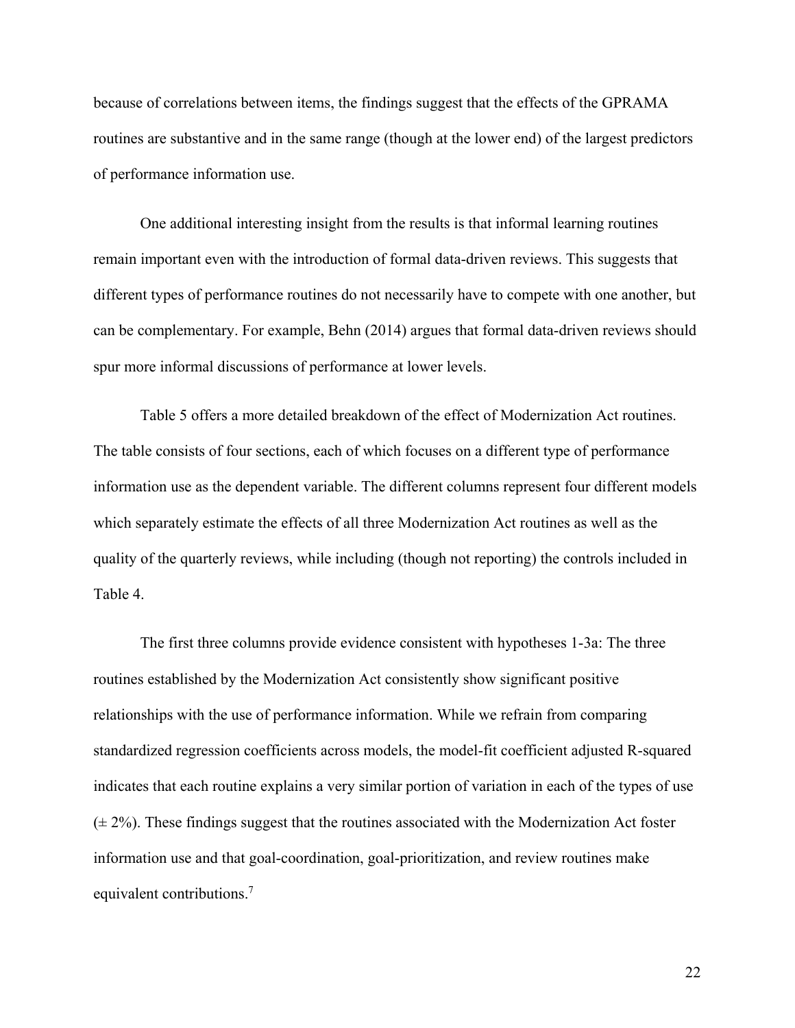because of correlations between items, the findings suggest that the effects of the GPRAMA routines are substantive and in the same range (though at the lower end) of the largest predictors of performance information use.

One additional interesting insight from the results is that informal learning routines remain important even with the introduction of formal data-driven reviews. This suggests that different types of performance routines do not necessarily have to compete with one another, but can be complementary. For example, Behn (2014) argues that formal data-driven reviews should spur more informal discussions of performance at lower levels.

Table 5 offers a more detailed breakdown of the effect of Modernization Act routines. The table consists of four sections, each of which focuses on a different type of performance information use as the dependent variable. The different columns represent four different models which separately estimate the effects of all three Modernization Act routines as well as the quality of the quarterly reviews, while including (though not reporting) the controls included in Table 4.

The first three columns provide evidence consistent with hypotheses 1-3a: The three routines established by the Modernization Act consistently show significant positive relationships with the use of performance information. While we refrain from comparing standardized regression coefficients across models, the model-fit coefficient adjusted R-squared indicates that each routine explains a very similar portion of variation in each of the types of use (± 2%). These findings suggest that the routines associated with the Modernization Act foster information use and that goal-coordination, goal-prioritization, and review routines make equivalent contributions.[7]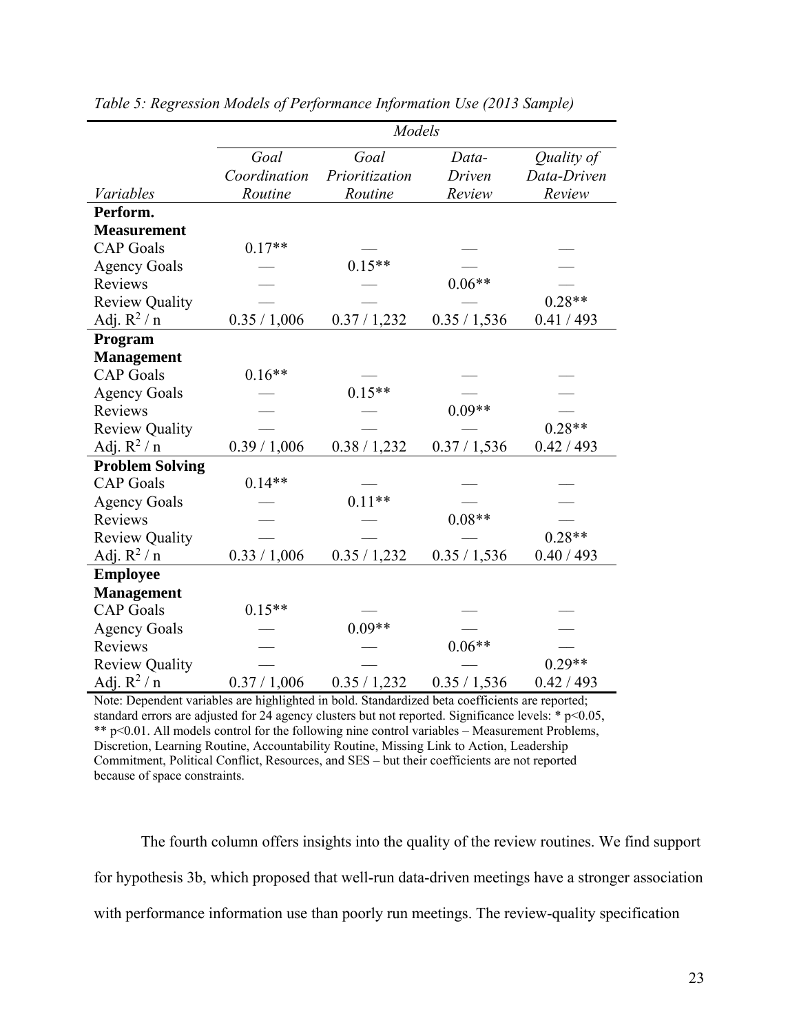*Table 5: Regression Models of Performance Information Use (2013 Sample)*

| | *Models* | | | |
|---|---|---|---|---|
| *Variables* | *Goal Coordination Routine* | *Goal Prioritization Routine* | *Data-Driven Review* | *Quality of Data-Driven Review* |
| **Perform. Measurement** | | | | |
| CAP Goals | 0.17** | — | — | — |
| Agency Goals | — | 0.15** | — | — |
| Reviews | — | — | 0.06** | — |
| Review Quality | — | — | — | 0.28** |
| Adj. $R^2$ / n | 0.35 / 1,006 | 0.37 / 1,232 | 0.35 / 1,536 | 0.41 / 493 |
| **Program Management** | | | | |
| CAP Goals | 0.16** | — | — | — |
| Agency Goals | — | 0.15** | — | — |
| Reviews | — | — | 0.09** | — |
| Review Quality | — | — | — | 0.28** |
| Adj. $R^2$ / n | 0.39 / 1,006 | 0.38 / 1,232 | 0.37 / 1,536 | 0.42 / 493 |
| **Problem Solving** | | | | |
| CAP Goals | 0.14** | — | — | — |
| Agency Goals | — | 0.11** | — | — |
| Reviews | — | — | 0.08** | — |
| Review Quality | — | — | — | 0.28** |
| Adj. $R^2$ / n | 0.33 / 1,006 | 0.35 / 1,232 | 0.35 / 1,536 | 0.40 / 493 |
| **Employee Management** | | | | |
| CAP Goals | 0.15** | — | — | — |
| Agency Goals | — | 0.09** | — | — |
| Reviews | — | — | 0.06** | — |
| Review Quality | — | — | — | 0.29** |
| Adj. $R^2$ / n | 0.37 / 1,006 | 0.35 / 1,232 | 0.35 / 1,536 | 0.42 / 493 |

Note: Dependent variables are highlighted in bold. Standardized beta coefficients are reported; standard errors are adjusted for 24 agency clusters but not reported. Significance levels: * $p<0.05$, ** $p<0.01$. All models control for the following nine control variables – Measurement Problems, Discretion, Learning Routine, Accountability Routine, Missing Link to Action, Leadership Commitment, Political Conflict, Resources, and SES – but their coefficients are not reported because of space constraints.

The fourth column offers insights into the quality of the review routines. We find support for hypothesis 3b, which proposed that well-run data-driven meetings have a stronger association with performance information use than poorly run meetings. The review-quality specification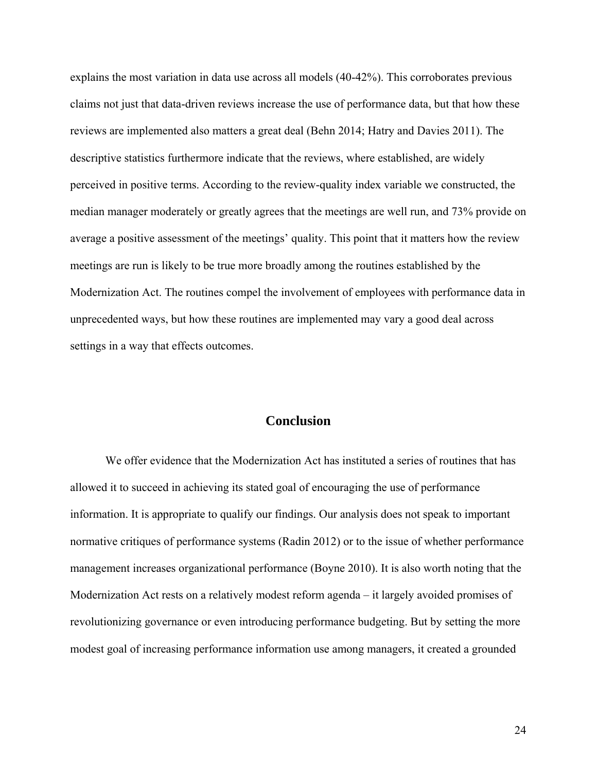explains the most variation in data use across all models (40-42%). This corroborates previous claims not just that data-driven reviews increase the use of performance data, but that how these reviews are implemented also matters a great deal (Behn 2014; Hatry and Davies 2011). The descriptive statistics furthermore indicate that the reviews, where established, are widely perceived in positive terms. According to the review-quality index variable we constructed, the median manager moderately or greatly agrees that the meetings are well run, and 73% provide on average a positive assessment of the meetings' quality. This point that it matters how the review meetings are run is likely to be true more broadly among the routines established by the Modernization Act. The routines compel the involvement of employees with performance data in unprecedented ways, but how these routines are implemented may vary a good deal across settings in a way that effects outcomes.

## Conclusion

We offer evidence that the Modernization Act has instituted a series of routines that has allowed it to succeed in achieving its stated goal of encouraging the use of performance information. It is appropriate to qualify our findings. Our analysis does not speak to important normative critiques of performance systems (Radin 2012) or to the issue of whether performance management increases organizational performance (Boyne 2010). It is also worth noting that the Modernization Act rests on a relatively modest reform agenda – it largely avoided promises of revolutionizing governance or even introducing performance budgeting. But by setting the more modest goal of increasing performance information use among managers, it created a grounded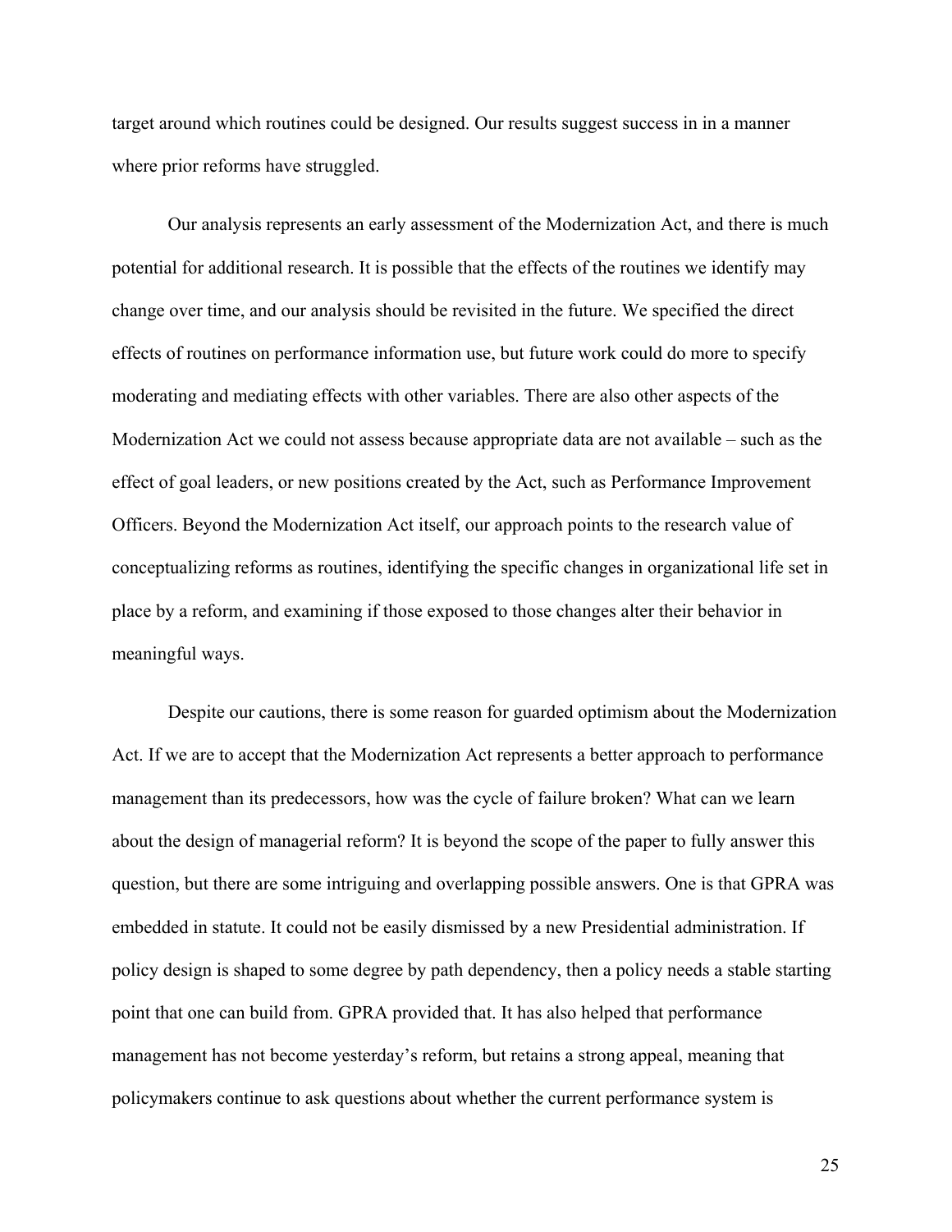target around which routines could be designed. Our results suggest success in in a manner where prior reforms have struggled.

Our analysis represents an early assessment of the Modernization Act, and there is much potential for additional research. It is possible that the effects of the routines we identify may change over time, and our analysis should be revisited in the future. We specified the direct effects of routines on performance information use, but future work could do more to specify moderating and mediating effects with other variables. There are also other aspects of the Modernization Act we could not assess because appropriate data are not available – such as the effect of goal leaders, or new positions created by the Act, such as Performance Improvement Officers. Beyond the Modernization Act itself, our approach points to the research value of conceptualizing reforms as routines, identifying the specific changes in organizational life set in place by a reform, and examining if those exposed to those changes alter their behavior in meaningful ways.

Despite our cautions, there is some reason for guarded optimism about the Modernization Act. If we are to accept that the Modernization Act represents a better approach to performance management than its predecessors, how was the cycle of failure broken? What can we learn about the design of managerial reform? It is beyond the scope of the paper to fully answer this question, but there are some intriguing and overlapping possible answers. One is that GPRA was embedded in statute. It could not be easily dismissed by a new Presidential administration. If policy design is shaped to some degree by path dependency, then a policy needs a stable starting point that one can build from. GPRA provided that. It has also helped that performance management has not become yesterday's reform, but retains a strong appeal, meaning that policymakers continue to ask questions about whether the current performance system is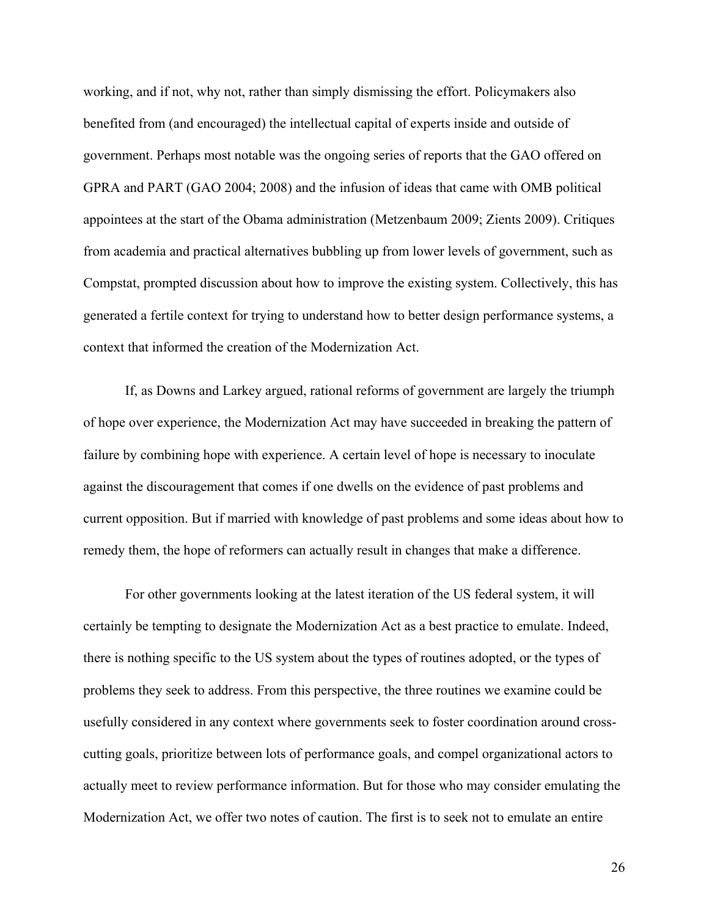working, and if not, why not, rather than simply dismissing the effort. Policymakers also benefited from (and encouraged) the intellectual capital of experts inside and outside of government. Perhaps most notable was the ongoing series of reports that the GAO offered on GPRA and PART (GAO 2004; 2008) and the infusion of ideas that came with OMB political appointees at the start of the Obama administration (Metzenbaum 2009; Zients 2009). Critiques from academia and practical alternatives bubbling up from lower levels of government, such as Compstat, prompted discussion about how to improve the existing system. Collectively, this has generated a fertile context for trying to understand how to better design performance systems, a context that informed the creation of the Modernization Act.

If, as Downs and Larkey argued, rational reforms of government are largely the triumph of hope over experience, the Modernization Act may have succeeded in breaking the pattern of failure by combining hope with experience. A certain level of hope is necessary to inoculate against the discouragement that comes if one dwells on the evidence of past problems and current opposition. But if married with knowledge of past problems and some ideas about how to remedy them, the hope of reformers can actually result in changes that make a difference.

For other governments looking at the latest iteration of the US federal system, it will certainly be tempting to designate the Modernization Act as a best practice to emulate. Indeed, there is nothing specific to the US system about the types of routines adopted, or the types of problems they seek to address. From this perspective, the three routines we examine could be usefully considered in any context where governments seek to foster coordination around cross-cutting goals, prioritize between lots of performance goals, and compel organizational actors to actually meet to review performance information. But for those who may consider emulating the Modernization Act, we offer two notes of caution. The first is to seek not to emulate an entire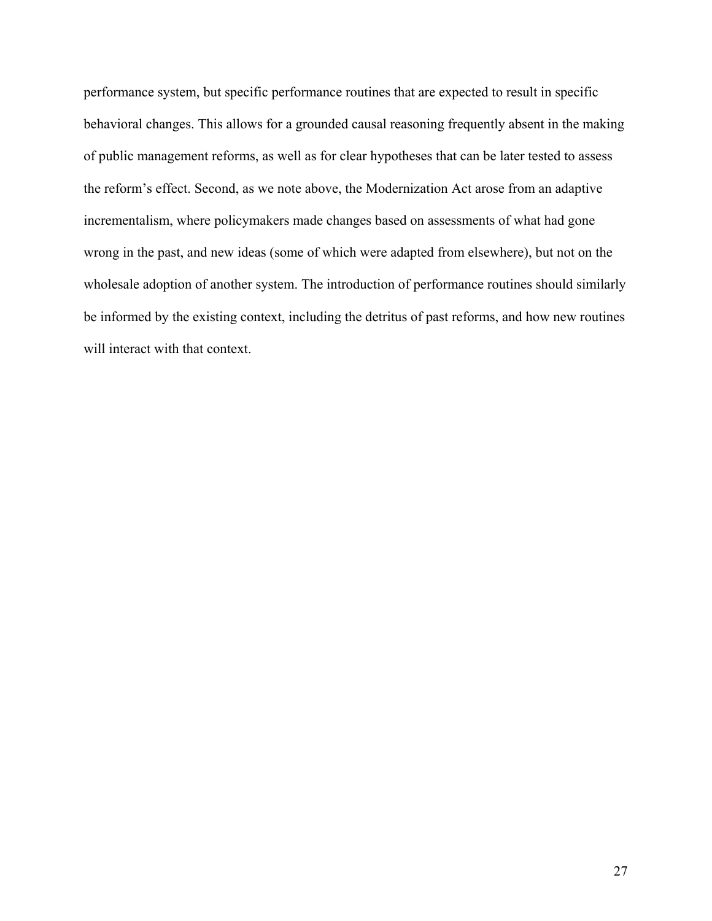performance system, but specific performance routines that are expected to result in specific behavioral changes. This allows for a grounded causal reasoning frequently absent in the making of public management reforms, as well as for clear hypotheses that can be later tested to assess the reform's effect. Second, as we note above, the Modernization Act arose from an adaptive incrementalism, where policymakers made changes based on assessments of what had gone wrong in the past, and new ideas (some of which were adapted from elsewhere), but not on the wholesale adoption of another system. The introduction of performance routines should similarly be informed by the existing context, including the detritus of past reforms, and how new routines will interact with that context.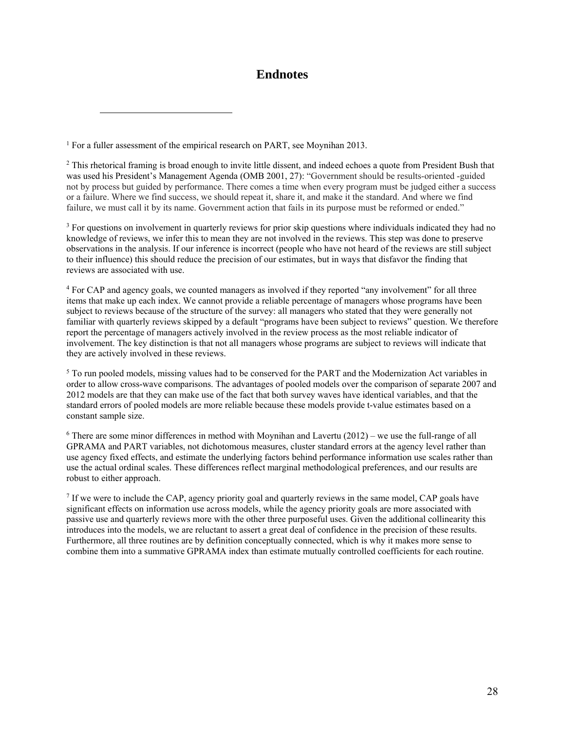# Endnotes

[1] For a fuller assessment of the empirical research on PART, see Moynihan 2013.

[2] This rhetorical framing is broad enough to invite little dissent, and indeed echoes a quote from President Bush that was used his President's Management Agenda (OMB 2001, 27): "Government should be results-oriented -guided not by process but guided by performance. There comes a time when every program must be judged either a success or a failure. Where we find success, we should repeat it, share it, and make it the standard. And where we find failure, we must call it by its name. Government action that fails in its purpose must be reformed or ended."

[3] For questions on involvement in quarterly reviews for prior skip questions where individuals indicated they had no knowledge of reviews, we infer this to mean they are not involved in the reviews. This step was done to preserve observations in the analysis. If our inference is incorrect (people who have not heard of the reviews are still subject to their influence) this should reduce the precision of our estimates, but in ways that disfavor the finding that reviews are associated with use.

[4] For CAP and agency goals, we counted managers as involved if they reported "any involvement" for all three items that make up each index. We cannot provide a reliable percentage of managers whose programs have been subject to reviews because of the structure of the survey: all managers who stated that they were generally not familiar with quarterly reviews skipped by a default "programs have been subject to reviews" question. We therefore report the percentage of managers actively involved in the review process as the most reliable indicator of involvement. The key distinction is that not all managers whose programs are subject to reviews will indicate that they are actively involved in these reviews.

[5] To run pooled models, missing values had to be conserved for the PART and the Modernization Act variables in order to allow cross-wave comparisons. The advantages of pooled models over the comparison of separate 2007 and 2012 models are that they can make use of the fact that both survey waves have identical variables, and that the standard errors of pooled models are more reliable because these models provide t-value estimates based on a constant sample size.

[6] There are some minor differences in method with Moynihan and Lavertu (2012) – we use the full-range of all GPRAMA and PART variables, not dichotomous measures, cluster standard errors at the agency level rather than use agency fixed effects, and estimate the underlying factors behind performance information use scales rather than use the actual ordinal scales. These differences reflect marginal methodological preferences, and our results are robust to either approach.

[7] If we were to include the CAP, agency priority goal and quarterly reviews in the same model, CAP goals have significant effects on information use across models, while the agency priority goals are more associated with passive use and quarterly reviews more with the other three purposeful uses. Given the additional collinearity this introduces into the models, we are reluctant to assert a great deal of confidence in the precision of these results. Furthermore, all three routines are by definition conceptually connected, which is why it makes more sense to combine them into a summative GPRAMA index than estimate mutually controlled coefficients for each routine.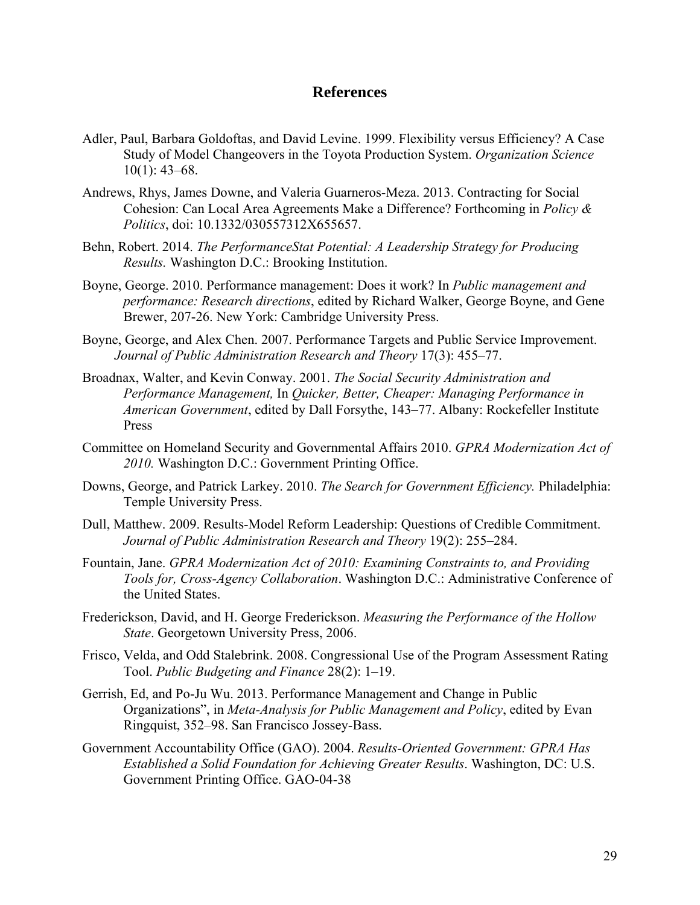## References

Adler, Paul, Barbara Goldoftas, and David Levine. 1999. Flexibility versus Efficiency? A Case Study of Model Changeovers in the Toyota Production System. *Organization Science* 10(1): 43–68.

Andrews, Rhys, James Downe, and Valeria Guarneros-Meza. 2013. Contracting for Social Cohesion: Can Local Area Agreements Make a Difference? Forthcoming in *Policy & Politics*, doi: 10.1332/030557312X655657.

Behn, Robert. 2014. *The PerformanceStat Potential: A Leadership Strategy for Producing Results.* Washington D.C.: Brooking Institution.

Boyne, George. 2010. Performance management: Does it work? In *Public management and performance: Research directions*, edited by Richard Walker, George Boyne, and Gene Brewer, 207-26. New York: Cambridge University Press.

Boyne, George, and Alex Chen. 2007. Performance Targets and Public Service Improvement. *Journal of Public Administration Research and Theory* 17(3): 455–77.

Broadnax, Walter, and Kevin Conway. 2001. *The Social Security Administration and Performance Management,* In *Quicker, Better, Cheaper: Managing Performance in American Government*, edited by Dall Forsythe, 143–77. Albany: Rockefeller Institute Press

Committee on Homeland Security and Governmental Affairs 2010. *GPRA Modernization Act of 2010.* Washington D.C.: Government Printing Office.

Downs, George, and Patrick Larkey. 2010. *The Search for Government Efficiency.* Philadelphia: Temple University Press.

Dull, Matthew. 2009. Results-Model Reform Leadership: Questions of Credible Commitment. *Journal of Public Administration Research and Theory* 19(2): 255–284.

Fountain, Jane. *GPRA Modernization Act of 2010: Examining Constraints to, and Providing Tools for, Cross-Agency Collaboration*. Washington D.C.: Administrative Conference of the United States.

Frederickson, David, and H. George Frederickson. *Measuring the Performance of the Hollow State*. Georgetown University Press, 2006.

Frisco, Velda, and Odd Stalebrink. 2008. Congressional Use of the Program Assessment Rating Tool. *Public Budgeting and Finance* 28(2): 1–19.

Gerrish, Ed, and Po-Ju Wu. 2013. Performance Management and Change in Public Organizations", in *Meta-Analysis for Public Management and Policy*, edited by Evan Ringquist, 352–98. San Francisco Jossey-Bass.

Government Accountability Office (GAO). 2004. *Results-Oriented Government: GPRA Has Established a Solid Foundation for Achieving Greater Results*. Washington, DC: U.S. Government Printing Office. GAO-04-38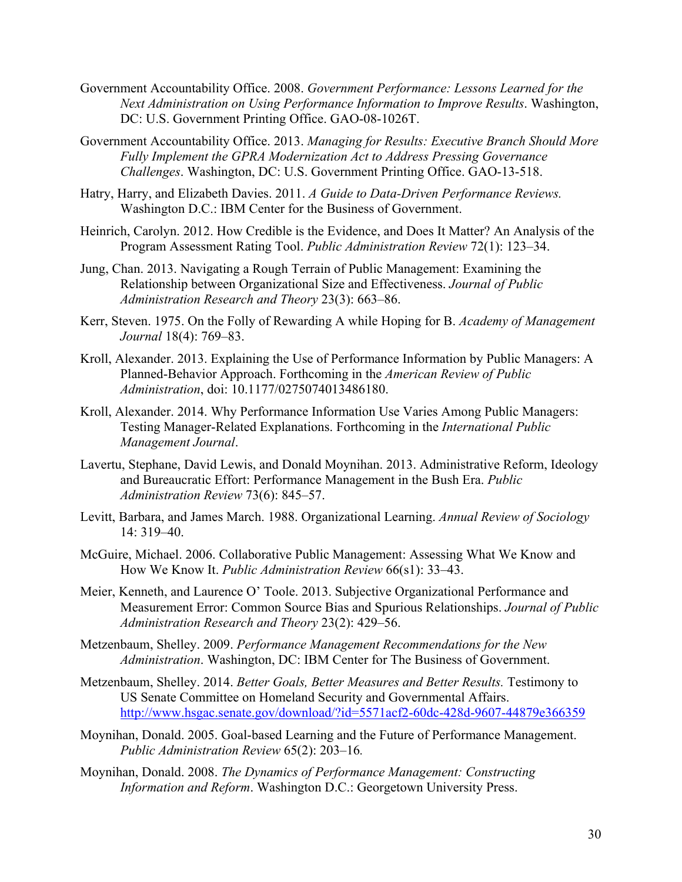Government Accountability Office. 2008. *Government Performance: Lessons Learned for the Next Administration on Using Performance Information to Improve Results*. Washington, DC: U.S. Government Printing Office. GAO-08-1026T.

Government Accountability Office. 2013. *Managing for Results: Executive Branch Should More Fully Implement the GPRA Modernization Act to Address Pressing Governance Challenges*. Washington, DC: U.S. Government Printing Office. GAO-13-518.

Hatry, Harry, and Elizabeth Davies. 2011. *A Guide to Data-Driven Performance Reviews.* Washington D.C.: IBM Center for the Business of Government.

Heinrich, Carolyn. 2012. How Credible is the Evidence, and Does It Matter? An Analysis of the Program Assessment Rating Tool. *Public Administration Review* 72(1): 123–34.

Jung, Chan. 2013. Navigating a Rough Terrain of Public Management: Examining the Relationship between Organizational Size and Effectiveness. *Journal of Public Administration Research and Theory* 23(3): 663–86.

Kerr, Steven. 1975. On the Folly of Rewarding A while Hoping for B. *Academy of Management Journal* 18(4): 769–83.

Kroll, Alexander. 2013. Explaining the Use of Performance Information by Public Managers: A Planned-Behavior Approach. Forthcoming in the *American Review of Public Administration*, doi: 10.1177/0275074013486180.

Kroll, Alexander. 2014. Why Performance Information Use Varies Among Public Managers: Testing Manager-Related Explanations. Forthcoming in the *International Public Management Journal*.

Lavertu, Stephane, David Lewis, and Donald Moynihan. 2013. Administrative Reform, Ideology and Bureaucratic Effort: Performance Management in the Bush Era. *Public Administration Review* 73(6): 845–57.

Levitt, Barbara, and James March. 1988. Organizational Learning. *Annual Review of Sociology* 14: 319–40.

McGuire, Michael. 2006. Collaborative Public Management: Assessing What We Know and How We Know It. *Public Administration Review* 66(s1): 33–43.

Meier, Kenneth, and Laurence O' Toole. 2013. Subjective Organizational Performance and Measurement Error: Common Source Bias and Spurious Relationships. *Journal of Public Administration Research and Theory* 23(2): 429–56.

Metzenbaum, Shelley. 2009. *Performance Management Recommendations for the New Administration*. Washington, DC: IBM Center for The Business of Government.

Metzenbaum, Shelley. 2014. *Better Goals, Better Measures and Better Results.* Testimony to US Senate Committee on Homeland Security and Governmental Affairs. http://www.hsgac.senate.gov/download/?id=5571acf2-60dc-428d-9607-44879e366359

Moynihan, Donald. 2005. Goal-based Learning and the Future of Performance Management. *Public Administration Review* 65(2): 203–16*.*

Moynihan, Donald. 2008. *The Dynamics of Performance Management: Constructing Information and Reform*. Washington D.C.: Georgetown University Press.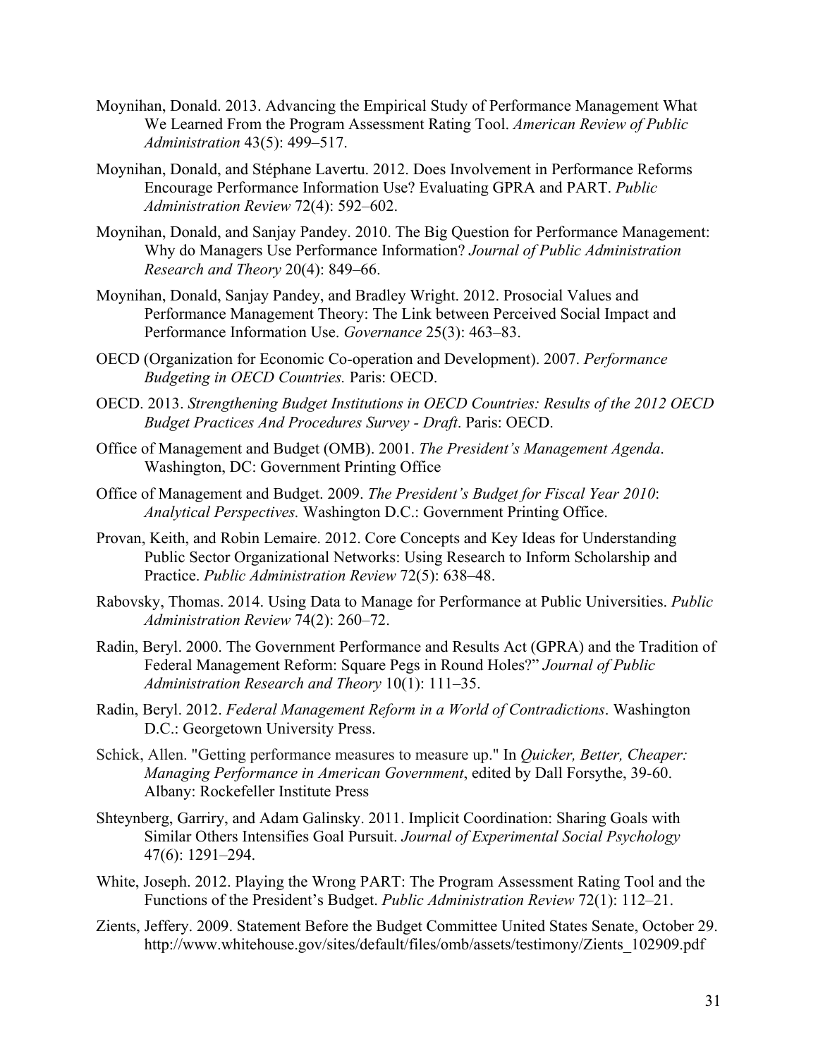Moynihan, Donald. 2013. Advancing the Empirical Study of Performance Management What We Learned From the Program Assessment Rating Tool. *American Review of Public Administration* 43(5): 499–517.

Moynihan, Donald, and Stéphane Lavertu. 2012. Does Involvement in Performance Reforms Encourage Performance Information Use? Evaluating GPRA and PART. *Public Administration Review* 72(4): 592–602.

Moynihan, Donald, and Sanjay Pandey. 2010. The Big Question for Performance Management: Why do Managers Use Performance Information? *Journal of Public Administration Research and Theory* 20(4): 849–66.

Moynihan, Donald, Sanjay Pandey, and Bradley Wright. 2012. Prosocial Values and Performance Management Theory: The Link between Perceived Social Impact and Performance Information Use. *Governance* 25(3): 463–83.

OECD (Organization for Economic Co-operation and Development). 2007. *Performance Budgeting in OECD Countries.* Paris: OECD.

OECD. 2013. *Strengthening Budget Institutions in OECD Countries: Results of the 2012 OECD Budget Practices And Procedures Survey - Draft*. Paris: OECD.

Office of Management and Budget (OMB). 2001. *The President's Management Agenda*. Washington, DC: Government Printing Office

Office of Management and Budget. 2009. *The President's Budget for Fiscal Year 2010*: *Analytical Perspectives.* Washington D.C.: Government Printing Office.

Provan, Keith, and Robin Lemaire. 2012. Core Concepts and Key Ideas for Understanding Public Sector Organizational Networks: Using Research to Inform Scholarship and Practice. *Public Administration Review* 72(5): 638–48.

Rabovsky, Thomas. 2014. Using Data to Manage for Performance at Public Universities. *Public Administration Review* 74(2): 260–72.

Radin, Beryl. 2000. The Government Performance and Results Act (GPRA) and the Tradition of Federal Management Reform: Square Pegs in Round Holes?" *Journal of Public Administration Research and Theory* 10(1): 111–35.

Radin, Beryl. 2012. *Federal Management Reform in a World of Contradictions*. Washington D.C.: Georgetown University Press.

Schick, Allen. "Getting performance measures to measure up." In *Quicker, Better, Cheaper: Managing Performance in American Government*, edited by Dall Forsythe, 39-60. Albany: Rockefeller Institute Press

Shteynberg, Garriry, and Adam Galinsky. 2011. Implicit Coordination: Sharing Goals with Similar Others Intensifies Goal Pursuit. *Journal of Experimental Social Psychology* 47(6): 1291–294.

White, Joseph. 2012. Playing the Wrong PART: The Program Assessment Rating Tool and the Functions of the President's Budget. *Public Administration Review* 72(1): 112–21.

Zients, Jeffery. 2009. Statement Before the Budget Committee United States Senate, October 29. http://www.whitehouse.gov/sites/default/files/omb/assets/testimony/Zients_102909.pdf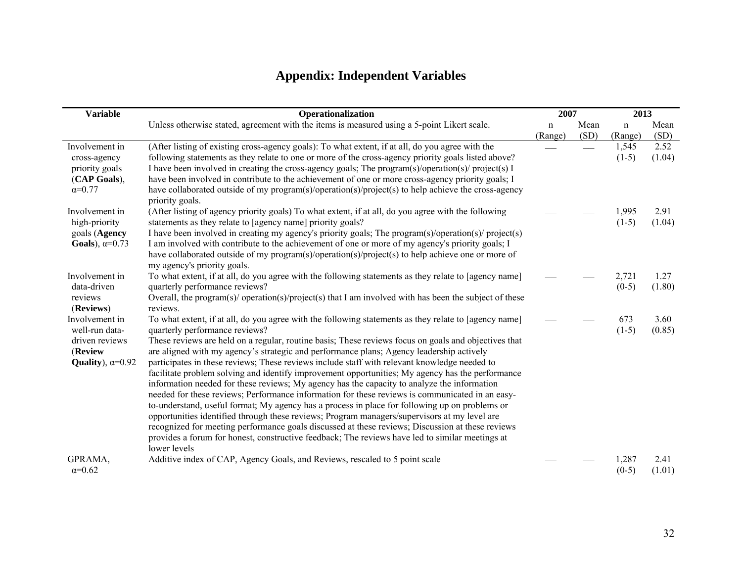# Appendix: Independent Variables

| Variable | Operationalization | 2007 | | 2013 | |
|---|---|---|---|---|---|
| | Unless otherwise stated, agreement with the items is measured using a 5-point Likert scale. | n (Range) | Mean (SD) | n (Range) | Mean (SD) |
| Involvement in cross-agency priority goals (**CAP Goals**), α=0.77 | (After listing of existing cross-agency goals): To what extent, if at all, do you agree with the following statements as they relate to one or more of the cross-agency priority goals listed above? I have been involved in creating the cross-agency goals; The program(s)/operation(s)/ project(s) I have been involved in contribute to the achievement of one or more cross-agency priority goals; I have collaborated outside of my program(s)/operation(s)/project(s) to help achieve the cross-agency priority goals. | — | — | 1,545 (1-5) | 2.52 (1.04) |
| Involvement in high-priority goals (**Agency Goals**), α=0.73 | (After listing of agency priority goals) To what extent, if at all, do you agree with the following statements as they relate to [agency name] priority goals? I have been involved in creating my agency's priority goals; The program(s)/operation(s)/ project(s) I am involved with contribute to the achievement of one or more of my agency's priority goals; I have collaborated outside of my program(s)/operation(s)/project(s) to help achieve one or more of my agency's priority goals. | — | — | 1,995 (1-5) | 2.91 (1.04) |
| Involvement in data-driven reviews (**Reviews**) | To what extent, if at all, do you agree with the following statements as they relate to [agency name] quarterly performance reviews? Overall, the program(s)/ operation(s)/project(s) that I am involved with has been the subject of these reviews. | — | — | 2,721 (0-5) | 1.27 (1.80) |
| Involvement in well-run data-driven reviews (**Review Quality**), α=0.92 | To what extent, if at all, do you agree with the following statements as they relate to [agency name] quarterly performance reviews? These reviews are held on a regular, routine basis; These reviews focus on goals and objectives that are aligned with my agency's strategic and performance plans; Agency leadership actively participates in these reviews; These reviews include staff with relevant knowledge needed to facilitate problem solving and identify improvement opportunities; My agency has the performance information needed for these reviews; My agency has the capacity to analyze the information needed for these reviews; Performance information for these reviews is communicated in an easy-to-understand, useful format; My agency has a process in place for following up on problems or opportunities identified through these reviews; Program managers/supervisors at my level are recognized for meeting performance goals discussed at these reviews; Discussion at these reviews provides a forum for honest, constructive feedback; The reviews have led to similar meetings at lower levels | — | — | 673 (1-5) | 3.60 (0.85) |
| GPRAMA, α=0.62 | Additive index of CAP, Agency Goals, and Reviews, rescaled to 5 point scale | — | — | 1,287 (0-5) | 2.41 (1.01) |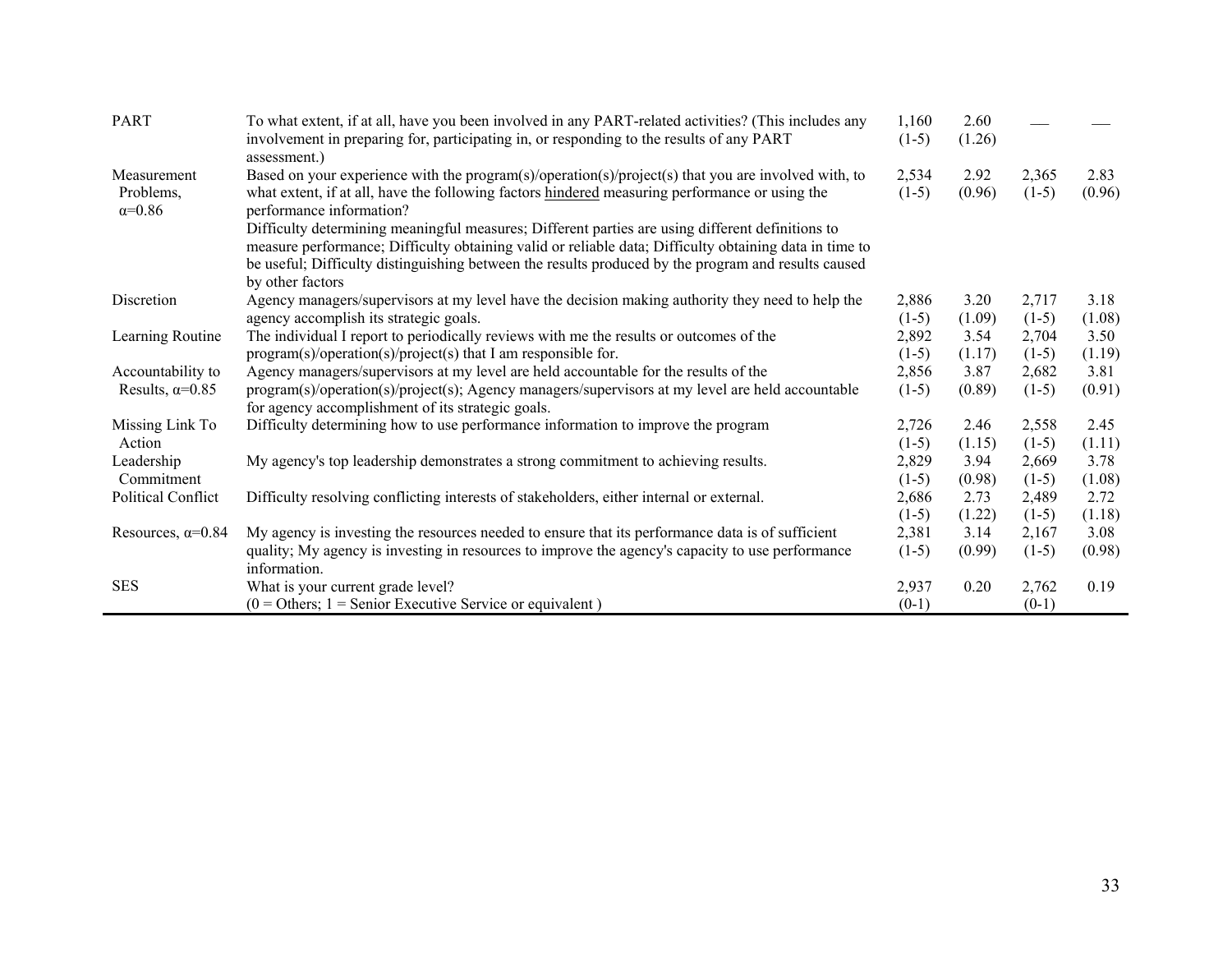| | | | | | |
|---|---|---|---|---|---|
| PART | To what extent, if at all, have you been involved in any PART-related activities? (This includes any involvement in preparing for, participating in, or responding to the results of any PART assessment.) | 1,160 (1-5) | 2.60 (1.26) | ___ | ___ |
| Measurement Problems, α=0.86 | Based on your experience with the program(s)/operation(s)/project(s) that you are involved with, to what extent, if at all, have the following factors hindered measuring performance or using the performance information? Difficulty determining meaningful measures; Different parties are using different definitions to measure performance; Difficulty obtaining valid or reliable data; Difficulty obtaining data in time to be useful; Difficulty distinguishing between the results produced by the program and results caused by other factors | 2,534 (1-5) | 2.92 (0.96) | 2,365 (1-5) | 2.83 (0.96) |
| Discretion | Agency managers/supervisors at my level have the decision making authority they need to help the agency accomplish its strategic goals. | 2,886 (1-5) | 3.20 (1.09) | 2,717 (1-5) | 3.18 (1.08) |
| Learning Routine | The individual I report to periodically reviews with me the results or outcomes of the program(s)/operation(s)/project(s) that I am responsible for. | 2,892 (1-5) | 3.54 (1.17) | 2,704 (1-5) | 3.50 (1.19) |
| Accountability to Results, α=0.85 | Agency managers/supervisors at my level are held accountable for the results of the program(s)/operation(s)/project(s); Agency managers/supervisors at my level are held accountable for agency accomplishment of its strategic goals. | 2,856 (1-5) | 3.87 (0.89) | 2,682 (1-5) | 3.81 (0.91) |
| Missing Link To Action | Difficulty determining how to use performance information to improve the program | 2,726 (1-5) | 2.46 (1.15) | 2,558 (1-5) | 2.45 (1.11) |
| Leadership Commitment | My agency's top leadership demonstrates a strong commitment to achieving results. | 2,829 (1-5) | 3.94 (0.98) | 2,669 (1-5) | 3.78 (1.08) |
| Political Conflict | Difficulty resolving conflicting interests of stakeholders, either internal or external. | 2,686 (1-5) | 2.73 (1.22) | 2,489 (1-5) | 2.72 (1.18) |
| Resources, α=0.84 | My agency is investing the resources needed to ensure that its performance data is of sufficient quality; My agency is investing in resources to improve the agency's capacity to use performance information. | 2,381 (1-5) | 3.14 (0.99) | 2,167 (1-5) | 3.08 (0.98) |
| SES | What is your current grade level? (0 = Others; 1 = Senior Executive Service or equivalent ) | 2,937 (0-1) | 0.20 | 2,762 (0-1) | 0.19 |